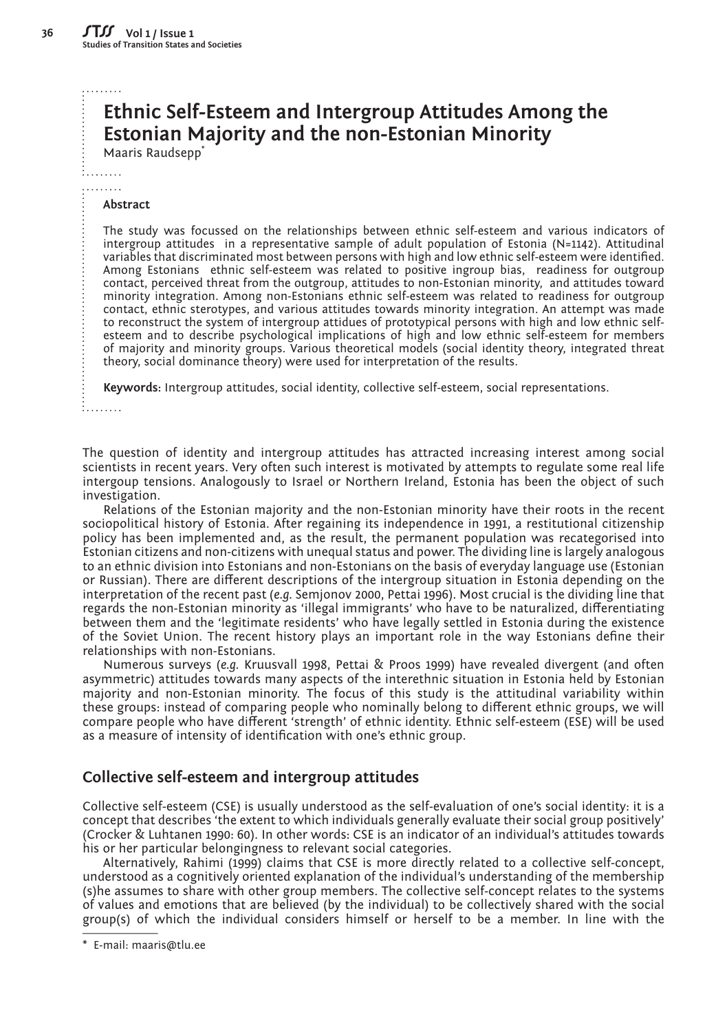# Ethnic Self-Esteem and Intergroup Attitudes Among the Estonian Majority and the non-Estonian Minority

Maaris Raudsepp*

## Abstract

The study was focussed on the relationships between ethnic self-esteem and various indicators of intergroup attitudes in a representative sample of adult population of Estonia (N=1142). Attitudinal variables that discriminated most between persons with high and low ethnic self-esteem were identified. Among Estonians ethnic self-esteem was related to positive ingroup bias, readiness for outgroup contact, perceived threat from the outgroup, attitudes to non-Estonian minority, and attitudes toward minority integration. Among non-Estonians ethnic self-esteem was related to readiness for outgroup contact, ethnic sterotypes, and various attitudes towards minority integration. An attempt was made to reconstruct the system of intergroup attidues of prototypical persons with high and low ethnic self-esteem and to describe psychological implications of high and low ethnic self-esteem for members of majority and minority groups. Various theoretical models (social identity theory, integrated threat theory, social dominance theory) were used for interpretation of the results.

**Keywords**: Intergroup attitudes, social identity, collective self-esteem, social representations.

The question of identity and intergroup attitudes has attracted increasing interest among social scientists in recent years. Very often such interest is motivated by attempts to regulate some real life intergroup tensions. Analogously to Israel or Northern Ireland, Estonia has been the object of such investigation.

Relations of the Estonian majority and the non-Estonian minority have their roots in the recent sociopolitical history of Estonia. After regaining its independence in 1991, a restitutional citizenship policy has been implemented and, as the result, the permanent population was recategorised into Estonian citizens and non-citizens with unequal status and power. The dividing line is largely analogous to an ethnic division into Estonians and non-Estonians on the basis of everyday language use (Estonian or Russian). There are different descriptions of the intergroup situation in Estonia depending on the interpretation of the recent past (*e.g.* Semjonov 2000, Pettai 1996). Most crucial is the dividing line that regards the non-Estonian minority as 'illegal immigrants' who have to be naturalized, differentiating between them and the 'legitimate residents' who have legally settled in Estonia during the existence of the Soviet Union. The recent history plays an important role in the way Estonians define their relationships with non-Estonians.

Numerous surveys (*e.g.* Kruusvall 1998, Pettai & Proos 1999) have revealed divergent (and often asymmetric) attitudes towards many aspects of the interethnic situation in Estonia held by Estonian majority and non-Estonian minority. The focus of this study is the attitudinal variability within these groups: instead of comparing people who nominally belong to different ethnic groups, we will compare people who have different 'strength' of ethnic identity. Ethnic self-esteem (ESE) will be used as a measure of intensity of identification with one's ethnic group.

## Collective self-esteem and intergroup attitudes

Collective self-esteem (CSE) is usually understood as the self-evaluation of one's social identity: it is a concept that describes 'the extent to which individuals generally evaluate their social group positively' (Crocker & Luhtanen 1990: 60). In other words: CSE is an indicator of an individual's attitudes towards his or her particular belongingness to relevant social categories.

Alternatively, Rahimi (1999) claims that CSE is more directly related to a collective self-concept, understood as a cognitively oriented explanation of the individual's understanding of the membership (s)he assumes to share with other group members. The collective self-concept relates to the systems of values and emotions that are believed (by the individual) to be collectively shared with the social group(s) of which the individual considers himself or herself to be a member. In line with the

* E-mail: maaris@tlu.ee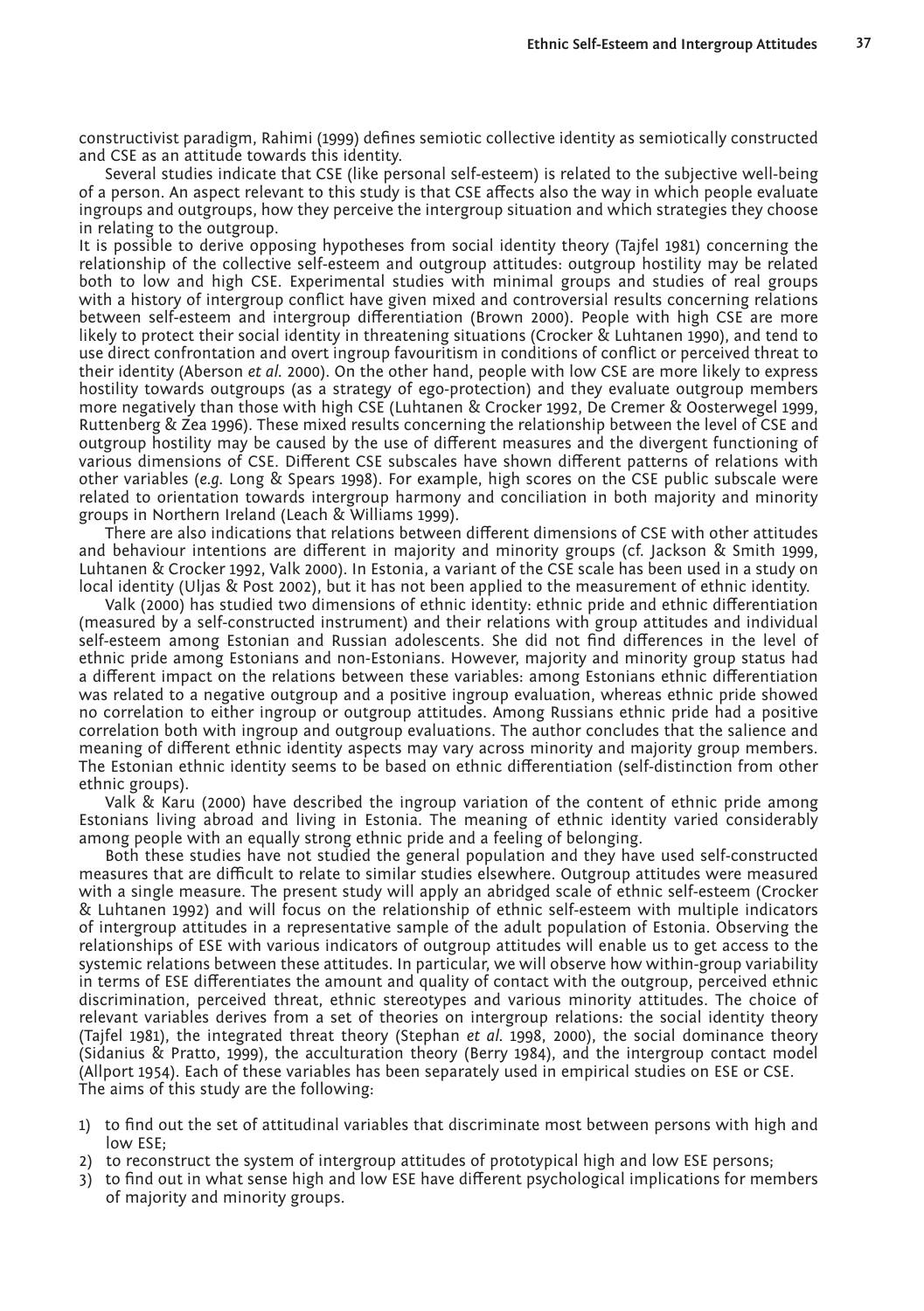constructivist paradigm, Rahimi (1999) defines semiotic collective identity as semiotically constructed and CSE as an attitude towards this identity.

Several studies indicate that CSE (like personal self-esteem) is related to the subjective well-being of a person. An aspect relevant to this study is that CSE affects also the way in which people evaluate ingroups and outgroups, how they perceive the intergroup situation and which strategies they choose in relating to the outgroup.

It is possible to derive opposing hypotheses from social identity theory (Tajfel 1981) concerning the relationship of the collective self-esteem and outgroup attitudes: outgroup hostility may be related both to low and high CSE. Experimental studies with minimal groups and studies of real groups with a history of intergroup conflict have given mixed and controversial results concerning relations between self-esteem and intergroup differentiation (Brown 2000). People with high CSE are more likely to protect their social identity in threatening situations (Crocker & Luhtanen 1990), and tend to use direct confrontation and overt ingroup favouritism in conditions of conflict or perceived threat to their identity (Aberson *et al.* 2000). On the other hand, people with low CSE are more likely to express hostility towards outgroups (as a strategy of ego-protection) and they evaluate outgroup members more negatively than those with high CSE (Luhtanen & Crocker 1992, De Cremer & Oosterwegel 1999, Ruttenberg & Zea 1996). These mixed results concerning the relationship between the level of CSE and outgroup hostility may be caused by the use of different measures and the divergent functioning of various dimensions of CSE. Different CSE subscales have shown different patterns of relations with other variables (*e.g.* Long & Spears 1998). For example, high scores on the CSE public subscale were related to orientation towards intergroup harmony and conciliation in both majority and minority groups in Northern Ireland (Leach & Williams 1999).

There are also indications that relations between different dimensions of CSE with other attitudes and behaviour intentions are different in majority and minority groups (cf. Jackson & Smith 1999, Luhtanen & Crocker 1992, Valk 2000). In Estonia, a variant of the CSE scale has been used in a study on local identity (Uljas & Post 2002), but it has not been applied to the measurement of ethnic identity.

Valk (2000) has studied two dimensions of ethnic identity: ethnic pride and ethnic differentiation (measured by a self-constructed instrument) and their relations with group attitudes and individual self-esteem among Estonian and Russian adolescents. She did not find differences in the level of ethnic pride among Estonians and non-Estonians. However, majority and minority group status had a different impact on the relations between these variables: among Estonians ethnic differentiation was related to a negative outgroup and a positive ingroup evaluation, whereas ethnic pride showed no correlation to either ingroup or outgroup attitudes. Among Russians ethnic pride had a positive correlation both with ingroup and outgroup evaluations. The author concludes that the salience and meaning of different ethnic identity aspects may vary across minority and majority group members. The Estonian ethnic identity seems to be based on ethnic differentiation (self-distinction from other ethnic groups).

Valk & Karu (2000) have described the ingroup variation of the content of ethnic pride among Estonians living abroad and living in Estonia. The meaning of ethnic identity varied considerably among people with an equally strong ethnic pride and a feeling of belonging.

Both these studies have not studied the general population and they have used self-constructed measures that are difficult to relate to similar studies elsewhere. Outgroup attitudes were measured with a single measure. The present study will apply an abridged scale of ethnic self-esteem (Crocker & Luhtanen 1992) and will focus on the relationship of ethnic self-esteem with multiple indicators of intergroup attitudes in a representative sample of the adult population of Estonia. Observing the relationships of ESE with various indicators of outgroup attitudes will enable us to get access to the systemic relations between these attitudes. In particular, we will observe how within-group variability in terms of ESE differentiates the amount and quality of contact with the outgroup, perceived ethnic discrimination, perceived threat, ethnic stereotypes and various minority attitudes. The choice of relevant variables derives from a set of theories on intergroup relations: the social identity theory (Tajfel 1981), the integrated threat theory (Stephan *et al.* 1998, 2000), the social dominance theory (Sidanius & Pratto, 1999), the acculturation theory (Berry 1984), and the intergroup contact model (Allport 1954). Each of these variables has been separately used in empirical studies on ESE or CSE.

The aims of this study are the following:

1) to find out the set of attitudinal variables that discriminate most between persons with high and low ESE;
2) to reconstruct the system of intergroup attitudes of prototypical high and low ESE persons;
3) to find out in what sense high and low ESE have different psychological implications for members of majority and minority groups.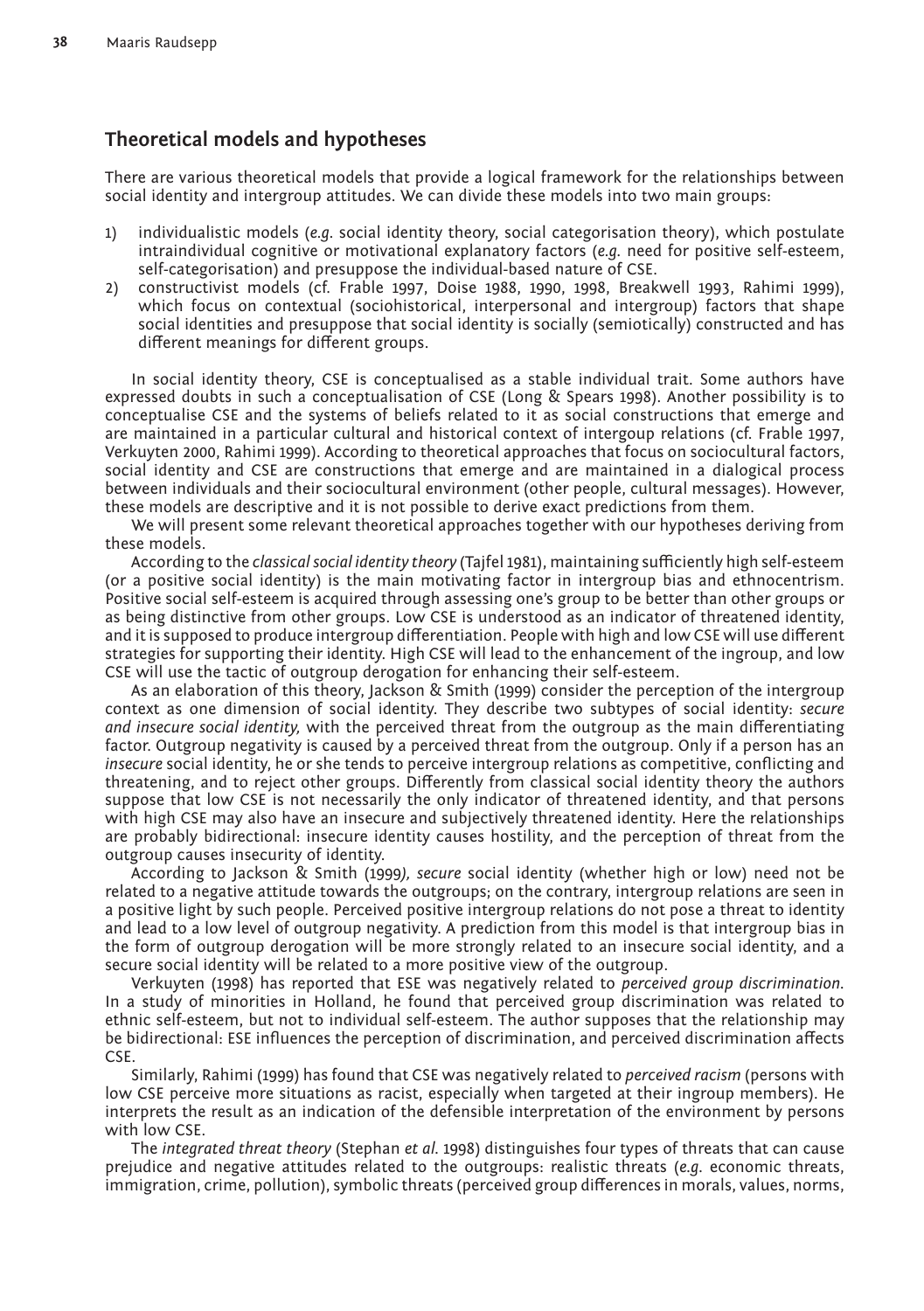## Theoretical models and hypotheses

There are various theoretical models that provide a logical framework for the relationships between social identity and intergroup attitudes. We can divide these models into two main groups:

1) individualistic models (*e.g.* social identity theory, social categorisation theory), which postulate intraindividual cognitive or motivational explanatory factors (*e.g.* need for positive self-esteem, self-categorisation) and presuppose the individual-based nature of CSE.
2) constructivist models (cf. Frable 1997, Doise 1988, 1990, 1998, Breakwell 1993, Rahimi 1999), which focus on contextual (sociohistorical, interpersonal and intergroup) factors that shape social identities and presuppose that social identity is socially (semiotically) constructed and has different meanings for different groups.

In social identity theory, CSE is conceptualised as a stable individual trait. Some authors have expressed doubts in such a conceptualisation of CSE (Long & Spears 1998). Another possibility is to conceptualise CSE and the systems of beliefs related to it as social constructions that emerge and are maintained in a particular cultural and historical context of intergroup relations (cf. Frable 1997, Verkuyten 2000, Rahimi 1999). According to theoretical approaches that focus on sociocultural factors, social identity and CSE are constructions that emerge and are maintained in a dialogical process between individuals and their sociocultural environment (other people, cultural messages). However, these models are descriptive and it is not possible to derive exact predictions from them.

We will present some relevant theoretical approaches together with our hypotheses deriving from these models.

According to the *classical social identity theory* (Tajfel 1981), maintaining sufficiently high self-esteem (or a positive social identity) is the main motivating factor in intergroup bias and ethnocentrism. Positive social self-esteem is acquired through assessing one's group to be better than other groups or as being distinctive from other groups. Low CSE is understood as an indicator of threatened identity, and it is supposed to produce intergroup differentiation. People with high and low CSE will use different strategies for supporting their identity. High CSE will lead to the enhancement of the ingroup, and low CSE will use the tactic of outgroup derogation for enhancing their self-esteem.

As an elaboration of this theory, Jackson & Smith (1999) consider the perception of the intergroup context as one dimension of social identity. They describe two subtypes of social identity: *secure and insecure social identity,* with the perceived threat from the outgroup as the main differentiating factor. Outgroup negativity is caused by a perceived threat from the outgroup. Only if a person has an *insecure* social identity, he or she tends to perceive intergroup relations as competitive, conflicting and threatening, and to reject other groups. Differently from classical social identity theory the authors suppose that low CSE is not necessarily the only indicator of threatened identity, and that persons with high CSE may also have an insecure and subjectively threatened identity. Here the relationships are probably bidirectional: insecure identity causes hostility, and the perception of threat from the outgroup causes insecurity of identity.

According to Jackson & Smith (1999*), secure* social identity (whether high or low) need not be related to a negative attitude towards the outgroups; on the contrary, intergroup relations are seen in a positive light by such people. Perceived positive intergroup relations do not pose a threat to identity and lead to a low level of outgroup negativity. A prediction from this model is that intergroup bias in the form of outgroup derogation will be more strongly related to an insecure social identity, and a secure social identity will be related to a more positive view of the outgroup.

Verkuyten (1998) has reported that ESE was negatively related to *perceived group discrimination*. In a study of minorities in Holland, he found that perceived group discrimination was related to ethnic self-esteem, but not to individual self-esteem. The author supposes that the relationship may be bidirectional: ESE influences the perception of discrimination, and perceived discrimination affects CSE.

Similarly, Rahimi (1999) has found that CSE was negatively related to *perceived racism* (persons with low CSE perceive more situations as racist, especially when targeted at their ingroup members). He interprets the result as an indication of the defensible interpretation of the environment by persons with low CSE.

The *integrated threat theory* (Stephan *et al.* 1998) distinguishes four types of threats that can cause prejudice and negative attitudes related to the outgroups: realistic threats (*e.g.* economic threats, immigration, crime, pollution), symbolic threats (perceived group differences in morals, values, norms,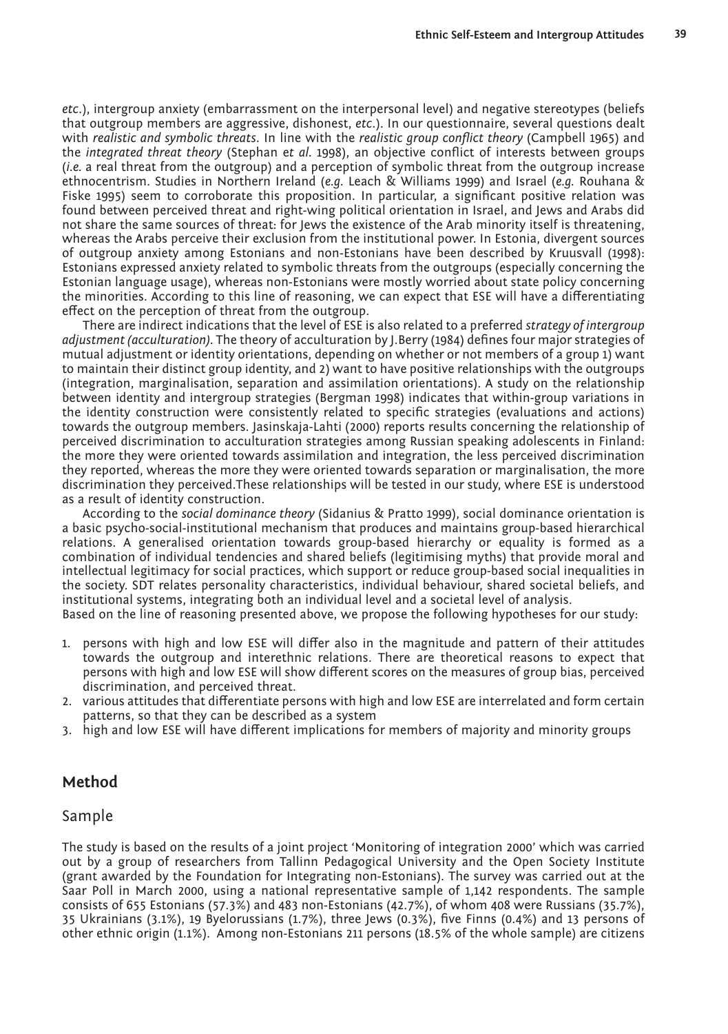*etc.*), intergroup anxiety (embarrassment on the interpersonal level) and negative stereotypes (beliefs that outgroup members are aggressive, dishonest, *etc.*). In our questionnaire, several questions dealt with *realistic and symbolic threats*. In line with the *realistic group conflict theory* (Campbell 1965) and the *integrated threat theory* (Stephan *et al.* 1998), an objective conflict of interests between groups (*i.e.* a real threat from the outgroup) and a perception of symbolic threat from the outgroup increase ethnocentrism. Studies in Northern Ireland (*e.g.* Leach & Williams 1999) and Israel (*e.g.* Rouhana & Fiske 1995) seem to corroborate this proposition. In particular, a significant positive relation was found between perceived threat and right-wing political orientation in Israel, and Jews and Arabs did not share the same sources of threat: for Jews the existence of the Arab minority itself is threatening, whereas the Arabs perceive their exclusion from the institutional power. In Estonia, divergent sources of outgroup anxiety among Estonians and non-Estonians have been described by Kruusvall (1998): Estonians expressed anxiety related to symbolic threats from the outgroups (especially concerning the Estonian language usage), whereas non-Estonians were mostly worried about state policy concerning the minorities. According to this line of reasoning, we can expect that ESE will have a differentiating effect on the perception of threat from the outgroup.

There are indirect indications that the level of ESE is also related to a preferred *strategy of intergroup adjustment (acculturation)*. The theory of acculturation by J.Berry (1984) defines four major strategies of mutual adjustment or identity orientations, depending on whether or not members of a group 1) want to maintain their distinct group identity, and 2) want to have positive relationships with the outgroups (integration, marginalisation, separation and assimilation orientations). A study on the relationship between identity and intergroup strategies (Bergman 1998) indicates that within-group variations in the identity construction were consistently related to specific strategies (evaluations and actions) towards the outgroup members. Jasinskaja-Lahti (2000) reports results concerning the relationship of perceived discrimination to acculturation strategies among Russian speaking adolescents in Finland: the more they were oriented towards assimilation and integration, the less perceived discrimination they reported, whereas the more they were oriented towards separation or marginalisation, the more discrimination they perceived.These relationships will be tested in our study, where ESE is understood as a result of identity construction.

According to the *social dominance theory* (Sidanius & Pratto 1999), social dominance orientation is a basic psycho-social-institutional mechanism that produces and maintains group-based hierarchical relations. A generalised orientation towards group-based hierarchy or equality is formed as a combination of individual tendencies and shared beliefs (legitimising myths) that provide moral and intellectual legitimacy for social practices, which support or reduce group-based social inequalities in the society. SDT relates personality characteristics, individual behaviour, shared societal beliefs, and institutional systems, integrating both an individual level and a societal level of analysis.
Based on the line of reasoning presented above, we propose the following hypotheses for our study:

1. persons with high and low ESE will differ also in the magnitude and pattern of their attitudes towards the outgroup and interethnic relations. There are theoretical reasons to expect that persons with high and low ESE will show different scores on the measures of group bias, perceived discrimination, and perceived threat.
2. various attitudes that differentiate persons with high and low ESE are interrelated and form certain patterns, so that they can be described as a system
3. high and low ESE will have different implications for members of majority and minority groups

## Method

### Sample

The study is based on the results of a joint project 'Monitoring of integration 2000' which was carried out by a group of researchers from Tallinn Pedagogical University and the Open Society Institute (grant awarded by the Foundation for Integrating non-Estonians). The survey was carried out at the Saar Poll in March 2000, using a national representative sample of 1,142 respondents. The sample consists of 655 Estonians (57.3%) and 483 non-Estonians (42.7%), of whom 408 were Russians (35.7%), 35 Ukrainians (3.1%), 19 Byelorussians (1.7%), three Jews (0.3%), five Finns (0.4%) and 13 persons of other ethnic origin (1.1%). Among non-Estonians 211 persons (18.5% of the whole sample) are citizens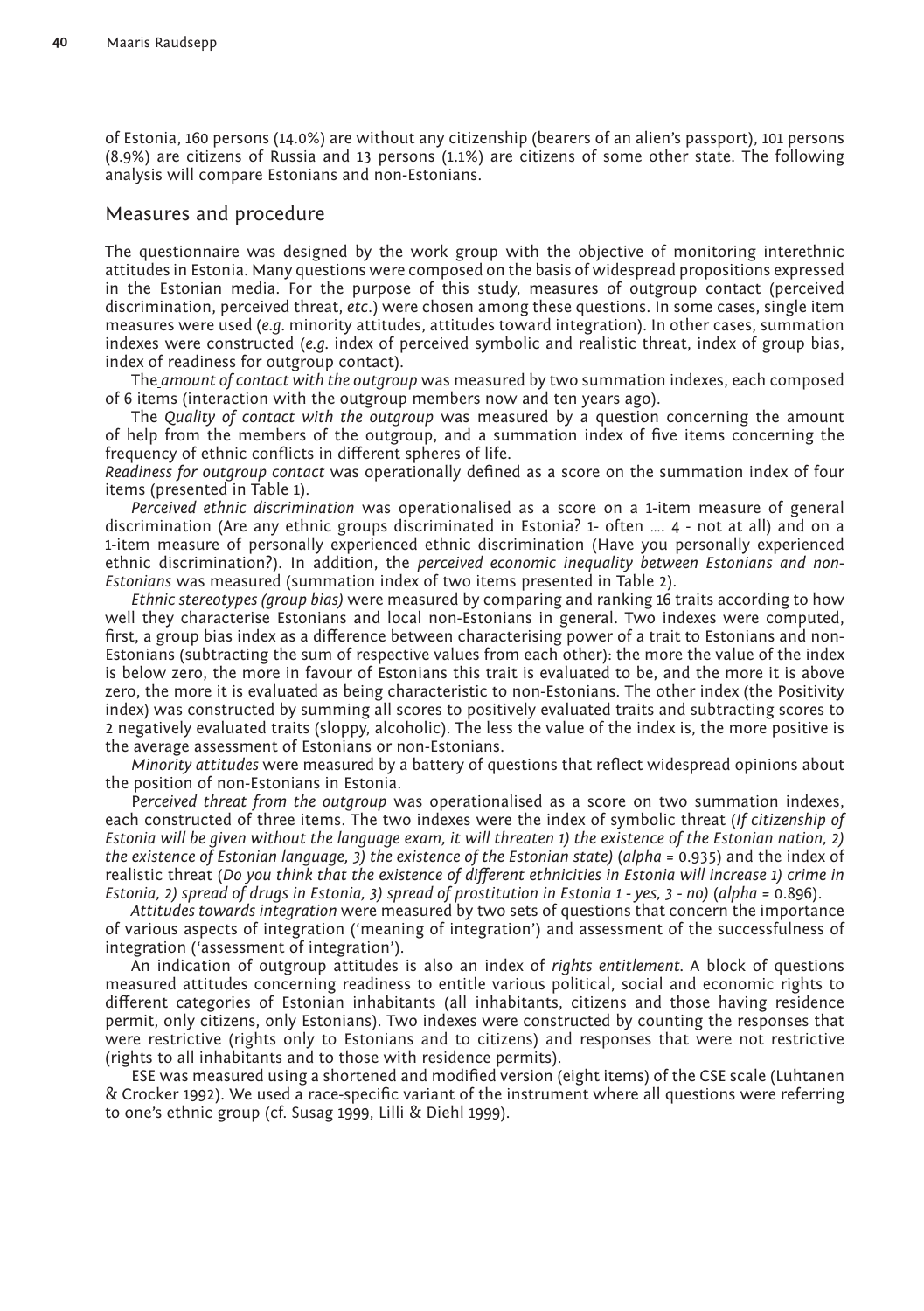of Estonia, 160 persons (14.0%) are without any citizenship (bearers of an alien's passport), 101 persons (8.9%) are citizens of Russia and 13 persons (1.1%) are citizens of some other state. The following analysis will compare Estonians and non-Estonians.

## Measures and procedure

The questionnaire was designed by the work group with the objective of monitoring interethnic attitudes in Estonia. Many questions were composed on the basis of widespread propositions expressed in the Estonian media. For the purpose of this study, measures of outgroup contact (perceived discrimination, perceived threat, *etc.*) were chosen among these questions. In some cases, single item measures were used (*e.g.* minority attitudes, attitudes toward integration). In other cases, summation indexes were constructed (*e.g.* index of perceived symbolic and realistic threat, index of group bias, index of readiness for outgroup contact).

The *amount of contact with the outgroup* was measured by two summation indexes, each composed of 6 items (interaction with the outgroup members now and ten years ago).

The *Quality of contact with the outgroup* was measured by a question concerning the amount of help from the members of the outgroup, and a summation index of five items concerning the frequency of ethnic conflicts in different spheres of life.

*Readiness for outgroup contact* was operationally defined as a score on the summation index of four items (presented in Table 1).

*Perceived ethnic discrimination* was operationalised as a score on a 1-item measure of general discrimination (Are any ethnic groups discriminated in Estonia? 1- often …. 4 - not at all) and on a 1-item measure of personally experienced ethnic discrimination (Have you personally experienced ethnic discrimination?). In addition, the *perceived economic inequality between Estonians and non-Estonians* was measured (summation index of two items presented in Table 2).

*Ethnic stereotypes (group bias)* were measured by comparing and ranking 16 traits according to how well they characterise Estonians and local non-Estonians in general. Two indexes were computed, first, a group bias index as a difference between characterising power of a trait to Estonians and non-Estonians (subtracting the sum of respective values from each other): the more the value of the index is below zero, the more in favour of Estonians this trait is evaluated to be, and the more it is above zero, the more it is evaluated as being characteristic to non-Estonians. The other index (the Positivity index) was constructed by summing all scores to positively evaluated traits and subtracting scores to 2 negatively evaluated traits (sloppy, alcoholic). The less the value of the index is, the more positive is the average assessment of Estonians or non-Estonians.

*Minority attitudes* were measured by a battery of questions that reflect widespread opinions about the position of non-Estonians in Estonia.

*Perceived threat from the outgroup* was operationalised as a score on two summation indexes, each constructed of three items. The two indexes were the index of symbolic threat (*If citizenship of Estonia will be given without the language exam, it will threaten 1) the existence of the Estonian nation, 2) the existence of Estonian language, 3) the existence of the Estonian state)* (*alpha* = 0.935) and the index of realistic threat (*Do you think that the existence of different ethnicities in Estonia will increase 1) crime in Estonia, 2) spread of drugs in Estonia, 3) spread of prostitution in Estonia 1 - yes, 3 - no)* (*alpha* = 0.896).

*Attitudes towards integration* were measured by two sets of questions that concern the importance of various aspects of integration ('meaning of integration') and assessment of the successfulness of integration ('assessment of integration').

An indication of outgroup attitudes is also an index of *rights entitlement*. A block of questions measured attitudes concerning readiness to entitle various political, social and economic rights to different categories of Estonian inhabitants (all inhabitants, citizens and those having residence permit, only citizens, only Estonians). Two indexes were constructed by counting the responses that were restrictive (rights only to Estonians and to citizens) and responses that were not restrictive (rights to all inhabitants and to those with residence permits).

ESE was measured using a shortened and modified version (eight items) of the CSE scale (Luhtanen & Crocker 1992). We used a race-specific variant of the instrument where all questions were referring to one's ethnic group (cf. Susag 1999, Lilli & Diehl 1999).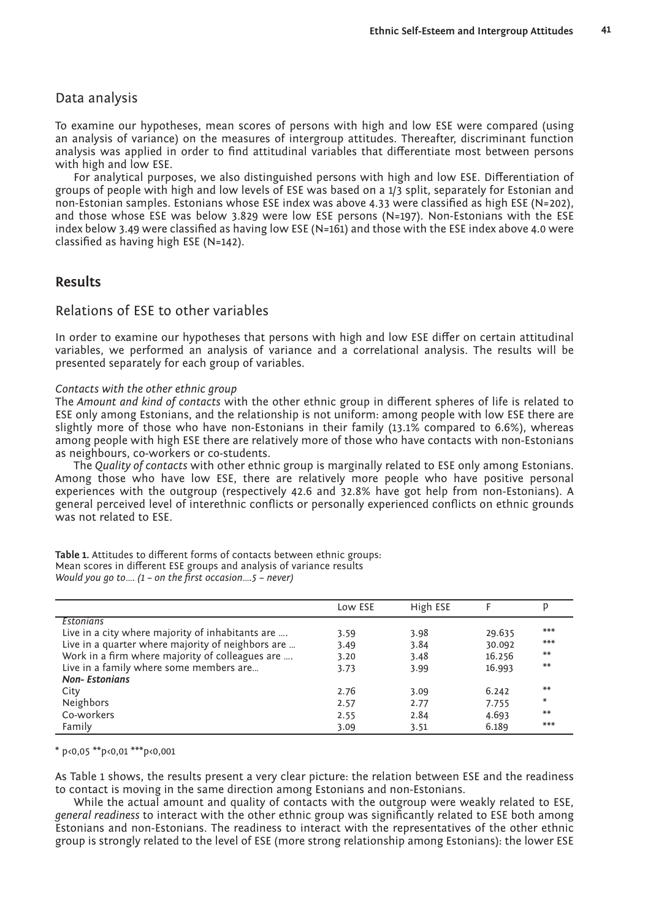## Data analysis

To examine our hypotheses, mean scores of persons with high and low ESE were compared (using an analysis of variance) on the measures of intergroup attitudes. Thereafter, discriminant function analysis was applied in order to find attitudinal variables that differentiate most between persons with high and low ESE.

For analytical purposes, we also distinguished persons with high and low ESE. Differentiation of groups of people with high and low levels of ESE was based on a 1/3 split, separately for Estonian and non-Estonian samples. Estonians whose ESE index was above 4.33 were classified as high ESE (N=202), and those whose ESE was below 3.829 were low ESE persons (N=197). Non-Estonians with the ESE index below 3.49 were classified as having low ESE (N=161) and those with the ESE index above 4.0 were classified as having high ESE (N=142).

# Results

## Relations of ESE to other variables

In order to examine our hypotheses that persons with high and low ESE differ on certain attitudinal variables, we performed an analysis of variance and a correlational analysis. The results will be presented separately for each group of variables.

*Contacts with the other ethnic group*

The *Amount and kind of contacts* with the other ethnic group in different spheres of life is related to ESE only among Estonians, and the relationship is not uniform: among people with low ESE there are slightly more of those who have non-Estonians in their family (13.1% compared to 6.6%), whereas among people with high ESE there are relatively more of those who have contacts with non-Estonians as neighbours, co-workers or co-students.

The *Quality of contacts* with other ethnic group is marginally related to ESE only among Estonians. Among those who have low ESE, there are relatively more people who have positive personal experiences with the outgroup (respectively 42.6 and 32.8% have got help from non-Estonians). A general perceived level of interethnic conflicts or personally experienced conflicts on ethnic grounds was not related to ESE.

**Table 1.** Attitudes to different forms of contacts between ethnic groups:
Mean scores in different ESE groups and analysis of variance results
*Would you go to…. (1 – on the first occasion….5 – never)*

| | Low ESE | High ESE | F | p |
|---|---|---|---|---|
| *Estonians* | | | | |
| Live in a city where majority of inhabitants are …. | 3.59 | 3.98 | 29.635 | *** |
| Live in a quarter where majority of neighbors are … | 3.49 | 3.84 | 30.092 | *** |
| Work in a firm where majority of colleagues are …. | 3.20 | 3.48 | 16.256 | ** |
| Live in a family where some members are… | 3.73 | 3.99 | 16.993 | ** |
| ***Non- Estonians*** | | | | |
| City | 2.76 | 3.09 | 6.242 | ** |
| Neighbors | 2.57 | 2.77 | 7.755 | * |
| Co-workers | 2.55 | 2.84 | 4.693 | ** |
| Family | 3.09 | 3.51 | 6.189 | *** |

\* p<0,05 ** p<0,01 *** p<0,001

As Table 1 shows, the results present a very clear picture: the relation between ESE and the readiness to contact is moving in the same direction among Estonians and non-Estonians.

While the actual amount and quality of contacts with the outgroup were weakly related to ESE, *general readiness* to interact with the other ethnic group was significantly related to ESE both among Estonians and non-Estonians. The readiness to interact with the representatives of the other ethnic group is strongly related to the level of ESE (more strong relationship among Estonians): the lower ESE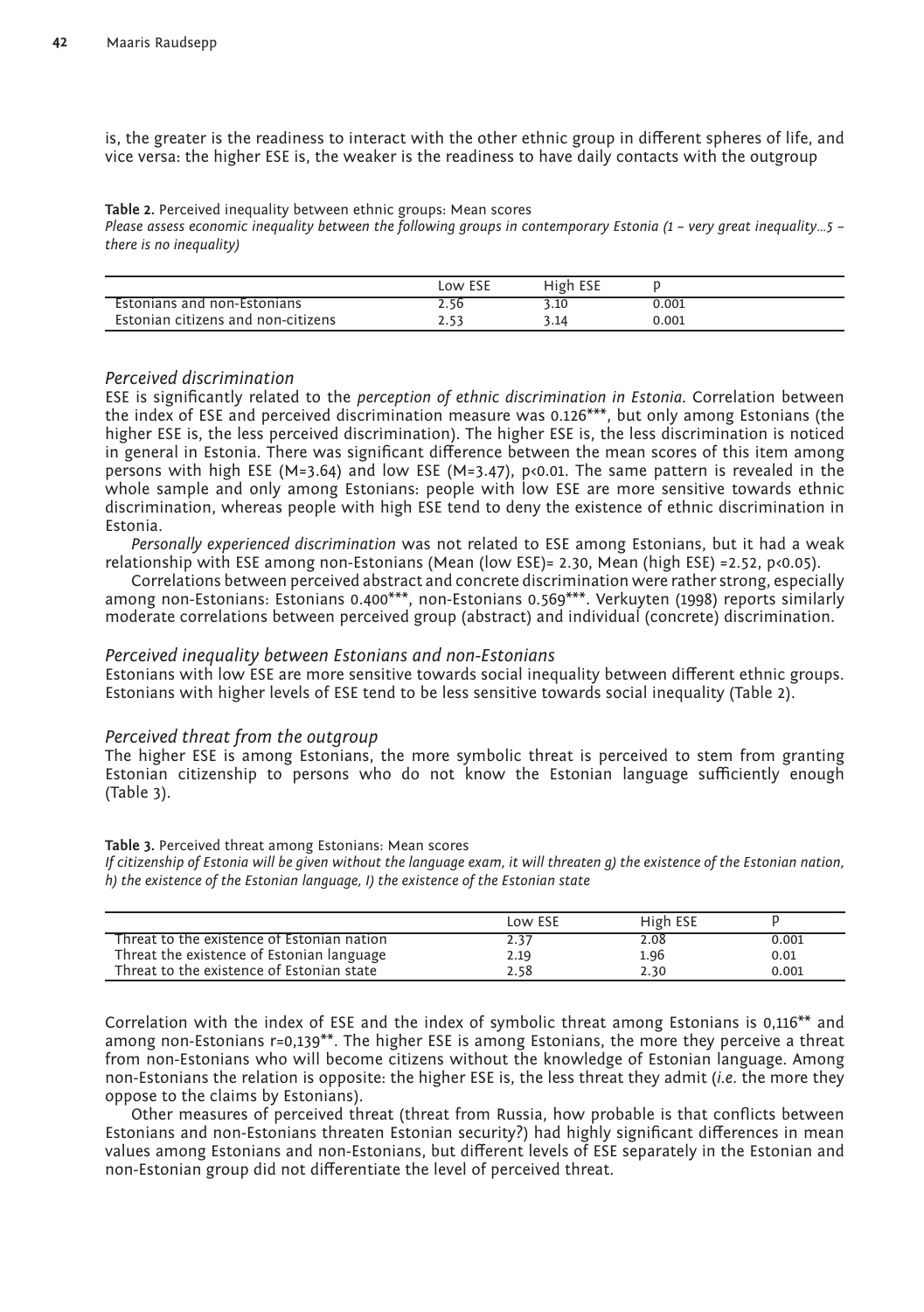is, the greater is the readiness to interact with the other ethnic group in different spheres of life, and vice versa: the higher ESE is, the weaker is the readiness to have daily contacts with the outgroup

**Table 2.** Perceived inequality between ethnic groups: Mean scores

*Please assess economic inequality between the following groups in contemporary Estonia (1 – very great inequality…5 – there is no inequality)*

| | Low ESE | High ESE | p |
|---|---|---|---|
| Estonians and non-Estonians | 2.56 | 3.10 | 0.001 |
| Estonian citizens and non-citizens | 2.53 | 3.14 | 0.001 |

### *Perceived discrimination*

ESE is significantly related to the *perception of ethnic discrimination in Estonia*. Correlation between the index of ESE and perceived discrimination measure was 0.126***, but only among Estonians (the higher ESE is, the less perceived discrimination). The higher ESE is, the less discrimination is noticed in general in Estonia. There was significant difference between the mean scores of this item among persons with high ESE (M=3.64) and low ESE (M=3.47), $p<0.01$. The same pattern is revealed in the whole sample and only among Estonians: people with low ESE are more sensitive towards ethnic discrimination, whereas people with high ESE tend to deny the existence of ethnic discrimination in Estonia.

*Personally experienced discrimination* was not related to ESE among Estonians, but it had a weak relationship with ESE among non-Estonians (Mean (low ESE)= 2.30, Mean (high ESE) =2.52, $p<0.05$).

Correlations between perceived abstract and concrete discrimination were rather strong, especially among non-Estonians: Estonians 0.400***, non-Estonians 0.569***. Verkuyten (1998) reports similarly moderate correlations between perceived group (abstract) and individual (concrete) discrimination.

### *Perceived inequality between Estonians and non-Estonians*

Estonians with low ESE are more sensitive towards social inequality between different ethnic groups. Estonians with higher levels of ESE tend to be less sensitive towards social inequality (Table 2).

### *Perceived threat from the outgroup*

The higher ESE is among Estonians, the more symbolic threat is perceived to stem from granting Estonian citizenship to persons who do not know the Estonian language sufficiently enough (Table 3).

**Table 3.** Perceived threat among Estonians: Mean scores

*If citizenship of Estonia will be given without the language exam, it will threaten g) the existence of the Estonian nation, h) the existence of the Estonian language, I) the existence of the Estonian state*

| | Low ESE | High ESE | p |
|---|---|---|---|
| Threat to the existence of Estonian nation | 2.37 | 2.08 | 0.001 |
| Threat the existence of Estonian language | 2.19 | 1.96 | 0.01 |
| Threat to the existence of Estonian state | 2.58 | 2.30 | 0.001 |

Correlation with the index of ESE and the index of symbolic threat among Estonians is 0,116** and among non-Estonians r=0,139**. The higher ESE is among Estonians, the more they perceive a threat from non-Estonians who will become citizens without the knowledge of Estonian language. Among non-Estonians the relation is opposite: the higher ESE is, the less threat they admit (*i.e.* the more they oppose to the claims by Estonians).

Other measures of perceived threat (threat from Russia, how probable is that conflicts between Estonians and non-Estonians threaten Estonian security?) had highly significant differences in mean values among Estonians and non-Estonians, but different levels of ESE separately in the Estonian and non-Estonian group did not differentiate the level of perceived threat.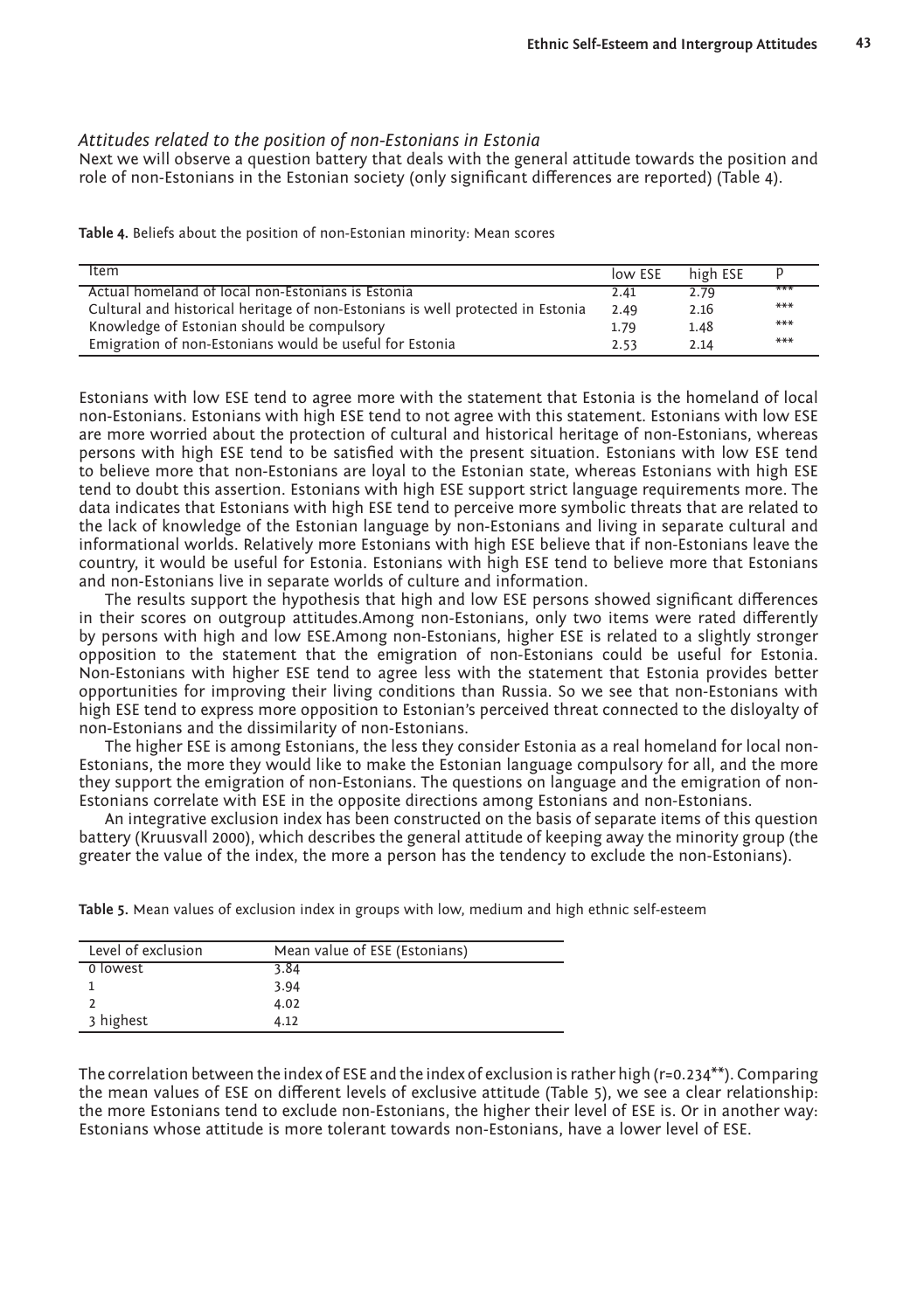*Attitudes related to the position of non-Estonians in Estonia*

Next we will observe a question battery that deals with the general attitude towards the position and role of non-Estonians in the Estonian society (only significant differences are reported) (Table 4).

**Table 4.** Beliefs about the position of non-Estonian minority: Mean scores

| Item | low ESE | high ESE | P |
|---|---|---|---|
| Actual homeland of local non-Estonians is Estonia | 2.41 | 2.79 | *** |
| Cultural and historical heritage of non-Estonians is well protected in Estonia | 2.49 | 2.16 | *** |
| Knowledge of Estonian should be compulsory | 1.79 | 1.48 | *** |
| Emigration of non-Estonians would be useful for Estonia | 2.53 | 2.14 | *** |

Estonians with low ESE tend to agree more with the statement that Estonia is the homeland of local non-Estonians. Estonians with high ESE tend to not agree with this statement. Estonians with low ESE are more worried about the protection of cultural and historical heritage of non-Estonians, whereas persons with high ESE tend to be satisfied with the present situation. Estonians with low ESE tend to believe more that non-Estonians are loyal to the Estonian state, whereas Estonians with high ESE tend to doubt this assertion. Estonians with high ESE support strict language requirements more. The data indicates that Estonians with high ESE tend to perceive more symbolic threats that are related to the lack of knowledge of the Estonian language by non-Estonians and living in separate cultural and informational worlds. Relatively more Estonians with high ESE believe that if non-Estonians leave the country, it would be useful for Estonia. Estonians with high ESE tend to believe more that Estonians and non-Estonians live in separate worlds of culture and information.

The results support the hypothesis that high and low ESE persons showed significant differences in their scores on outgroup attitudes.Among non-Estonians, only two items were rated differently by persons with high and low ESE.Among non-Estonians, higher ESE is related to a slightly stronger opposition to the statement that the emigration of non-Estonians could be useful for Estonia. Non-Estonians with higher ESE tend to agree less with the statement that Estonia provides better opportunities for improving their living conditions than Russia. So we see that non-Estonians with high ESE tend to express more opposition to Estonian's perceived threat connected to the disloyalty of non-Estonians and the dissimilarity of non-Estonians.

The higher ESE is among Estonians, the less they consider Estonia as a real homeland for local non-Estonians, the more they would like to make the Estonian language compulsory for all, and the more they support the emigration of non-Estonians. The questions on language and the emigration of non-Estonians correlate with ESE in the opposite directions among Estonians and non-Estonians.

An integrative exclusion index has been constructed on the basis of separate items of this question battery (Kruusvall 2000), which describes the general attitude of keeping away the minority group (the greater the value of the index, the more a person has the tendency to exclude the non-Estonians).

**Table 5.** Mean values of exclusion index in groups with low, medium and high ethnic self-esteem

| Level of exclusion | Mean value of ESE (Estonians) |
|---|---|
| 0 lowest | 3.84 |
| 1 | 3.94 |
| 2 | 4.02 |
| 3 highest | 4.12 |

The correlation between the index of ESE and the index of exclusion is rather high ($r=0.234^{**}$). Comparing the mean values of ESE on different levels of exclusive attitude (Table 5), we see a clear relationship: the more Estonians tend to exclude non-Estonians, the higher their level of ESE is. Or in another way: Estonians whose attitude is more tolerant towards non-Estonians, have a lower level of ESE.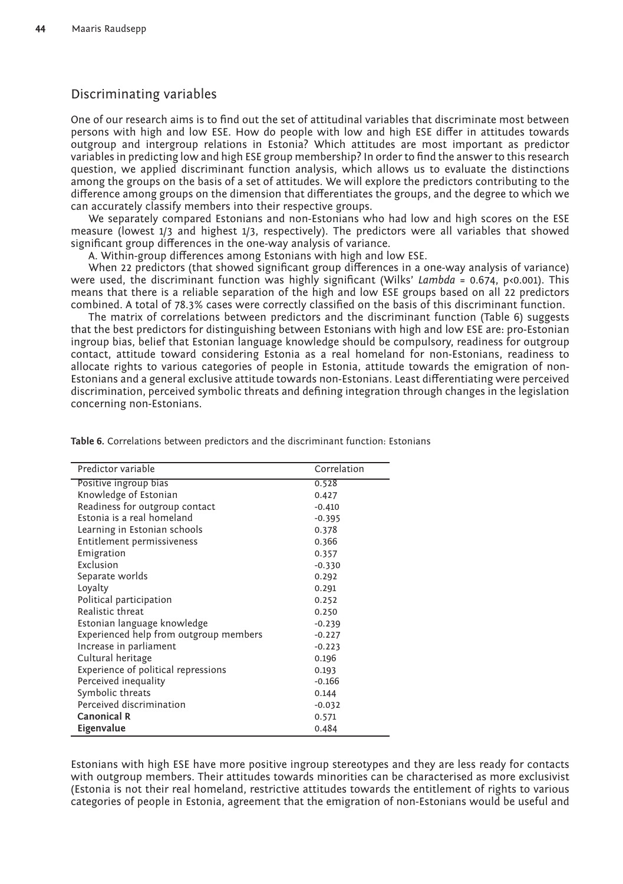## Discriminating variables

One of our research aims is to find out the set of attitudinal variables that discriminate most between persons with high and low ESE. How do people with low and high ESE differ in attitudes towards outgroup and intergroup relations in Estonia? Which attitudes are most important as predictor variables in predicting low and high ESE group membership? In order to find the answer to this research question, we applied discriminant function analysis, which allows us to evaluate the distinctions among the groups on the basis of a set of attitudes. We will explore the predictors contributing to the difference among groups on the dimension that differentiates the groups, and the degree to which we can accurately classify members into their respective groups.

We separately compared Estonians and non-Estonians who had low and high scores on the ESE measure (lowest 1/3 and highest 1/3, respectively). The predictors were all variables that showed significant group differences in the one-way analysis of variance.

A. Within-group differences among Estonians with high and low ESE.

When 22 predictors (that showed significant group differences in a one-way analysis of variance) were used, the discriminant function was highly significant (Wilks' *Lambda* = 0.674, $p<0.001$). This means that there is a reliable separation of the high and low ESE groups based on all 22 predictors combined. A total of 78.3% cases were correctly classified on the basis of this discriminant function.

The matrix of correlations between predictors and the discriminant function (Table 6) suggests that the best predictors for distinguishing between Estonians with high and low ESE are: pro-Estonian ingroup bias, belief that Estonian language knowledge should be compulsory, readiness for outgroup contact, attitude toward considering Estonia as a real homeland for non-Estonians, readiness to allocate rights to various categories of people in Estonia, attitude towards the emigration of non-Estonians and a general exclusive attitude towards non-Estonians. Least differentiating were perceived discrimination, perceived symbolic threats and defining integration through changes in the legislation concerning non-Estonians.

**Table 6.** Correlations between predictors and the discriminant function: Estonians

| Predictor variable | Correlation |
|---|---|
| Positive ingroup bias | 0.528 |
| Knowledge of Estonian | 0.427 |
| Readiness for outgroup contact | -0.410 |
| Estonia is a real homeland | -0.395 |
| Learning in Estonian schools | 0.378 |
| Entitlement permissiveness | 0.366 |
| Emigration | 0.357 |
| Exclusion | -0.330 |
| Separate worlds | 0.292 |
| Loyalty | 0.291 |
| Political participation | 0.252 |
| Realistic threat | 0.250 |
| Estonian language knowledge | -0.239 |
| Experienced help from outgroup members | -0.227 |
| Increase in parliament | -0.223 |
| Cultural heritage | 0.196 |
| Experience of political repressions | 0.193 |
| Perceived inequality | -0.166 |
| Symbolic threats | 0.144 |
| Perceived discrimination | -0.032 |
| **Canonical R** | 0.571 |
| **Eigenvalue** | 0.484 |

Estonians with high ESE have more positive ingroup stereotypes and they are less ready for contacts with outgroup members. Their attitudes towards minorities can be characterised as more exclusivist (Estonia is not their real homeland, restrictive attitudes towards the entitlement of rights to various categories of people in Estonia, agreement that the emigration of non-Estonians would be useful and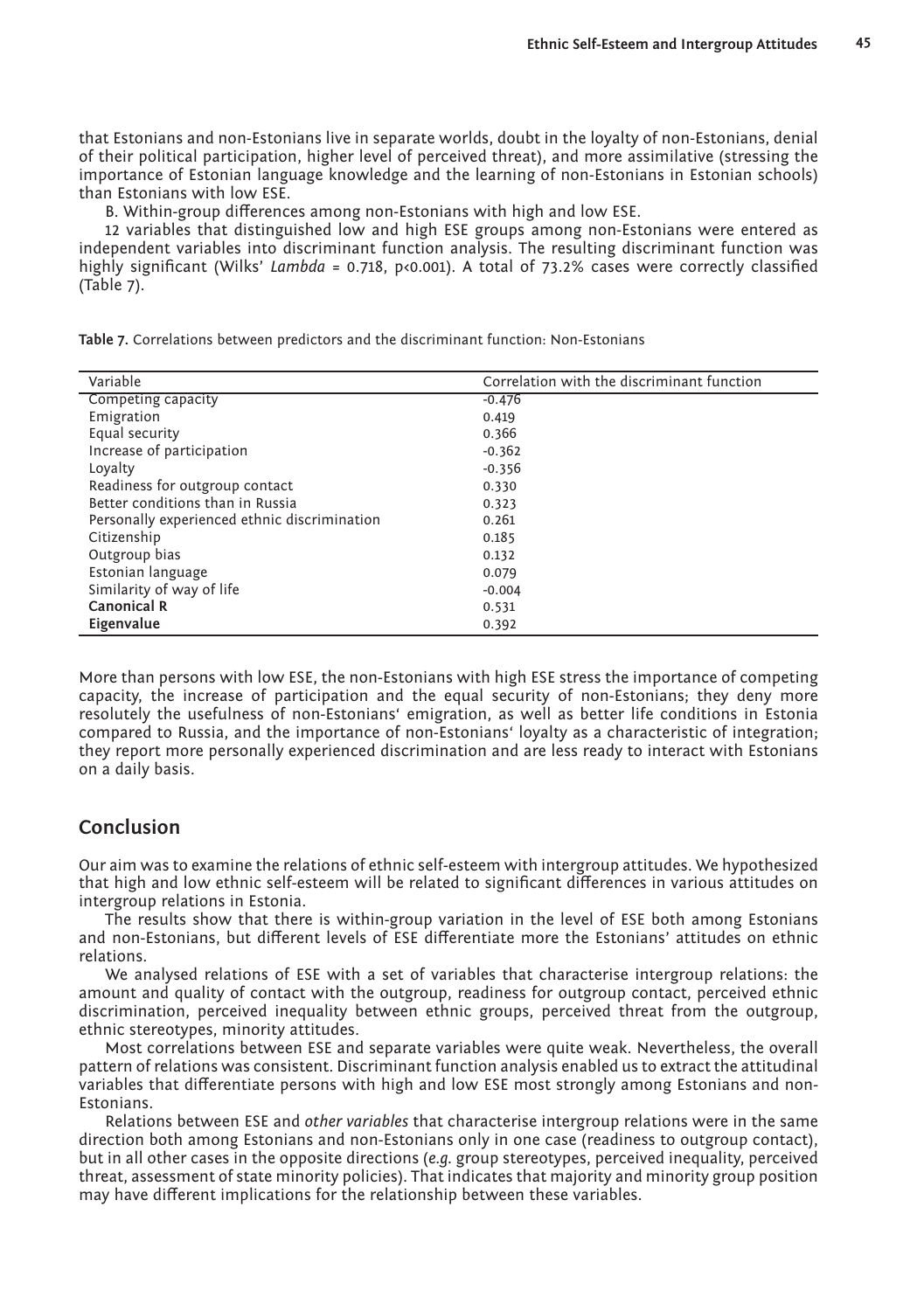that Estonians and non-Estonians live in separate worlds, doubt in the loyalty of non-Estonians, denial of their political participation, higher level of perceived threat), and more assimilative (stressing the importance of Estonian language knowledge and the learning of non-Estonians in Estonian schools) than Estonians with low ESE.

B. Within-group differences among non-Estonians with high and low ESE.

12 variables that distinguished low and high ESE groups among non-Estonians were entered as independent variables into discriminant function analysis. The resulting discriminant function was highly significant (Wilks' *Lambda* = 0.718, $p<0.001$). A total of 73.2% cases were correctly classified (Table 7).

**Table 7.** Correlations between predictors and the discriminant function: Non-Estonians

| Variable | Correlation with the discriminant function |
|---|---|
| Competing capacity | -0.476 |
| Emigration | 0.419 |
| Equal security | 0.366 |
| Increase of participation | -0.362 |
| Loyalty | -0.356 |
| Readiness for outgroup contact | 0.330 |
| Better conditions than in Russia | 0.323 |
| Personally experienced ethnic discrimination | 0.261 |
| Citizenship | 0.185 |
| Outgroup bias | 0.132 |
| Estonian language | 0.079 |
| Similarity of way of life | -0.004 |
| **Canonical R** | 0.531 |
| **Eigenvalue** | 0.392 |

More than persons with low ESE, the non-Estonians with high ESE stress the importance of competing capacity, the increase of participation and the equal security of non-Estonians; they deny more resolutely the usefulness of non-Estonians' emigration, as well as better life conditions in Estonia compared to Russia, and the importance of non-Estonians' loyalty as a characteristic of integration; they report more personally experienced discrimination and are less ready to interact with Estonians on a daily basis.

## Conclusion

Our aim was to examine the relations of ethnic self-esteem with intergroup attitudes. We hypothesized that high and low ethnic self-esteem will be related to significant differences in various attitudes on intergroup relations in Estonia.

The results show that there is within-group variation in the level of ESE both among Estonians and non-Estonians, but different levels of ESE differentiate more the Estonians' attitudes on ethnic relations.

We analysed relations of ESE with a set of variables that characterise intergroup relations: the amount and quality of contact with the outgroup, readiness for outgroup contact, perceived ethnic discrimination, perceived inequality between ethnic groups, perceived threat from the outgroup, ethnic stereotypes, minority attitudes.

Most correlations between ESE and separate variables were quite weak. Nevertheless, the overall pattern of relations was consistent. Discriminant function analysis enabled us to extract the attitudinal variables that differentiate persons with high and low ESE most strongly among Estonians and non-Estonians.

Relations between ESE and *other variables* that characterise intergroup relations were in the same direction both among Estonians and non-Estonians only in one case (readiness to outgroup contact), but in all other cases in the opposite directions (*e.g.* group stereotypes, perceived inequality, perceived threat, assessment of state minority policies). That indicates that majority and minority group position may have different implications for the relationship between these variables.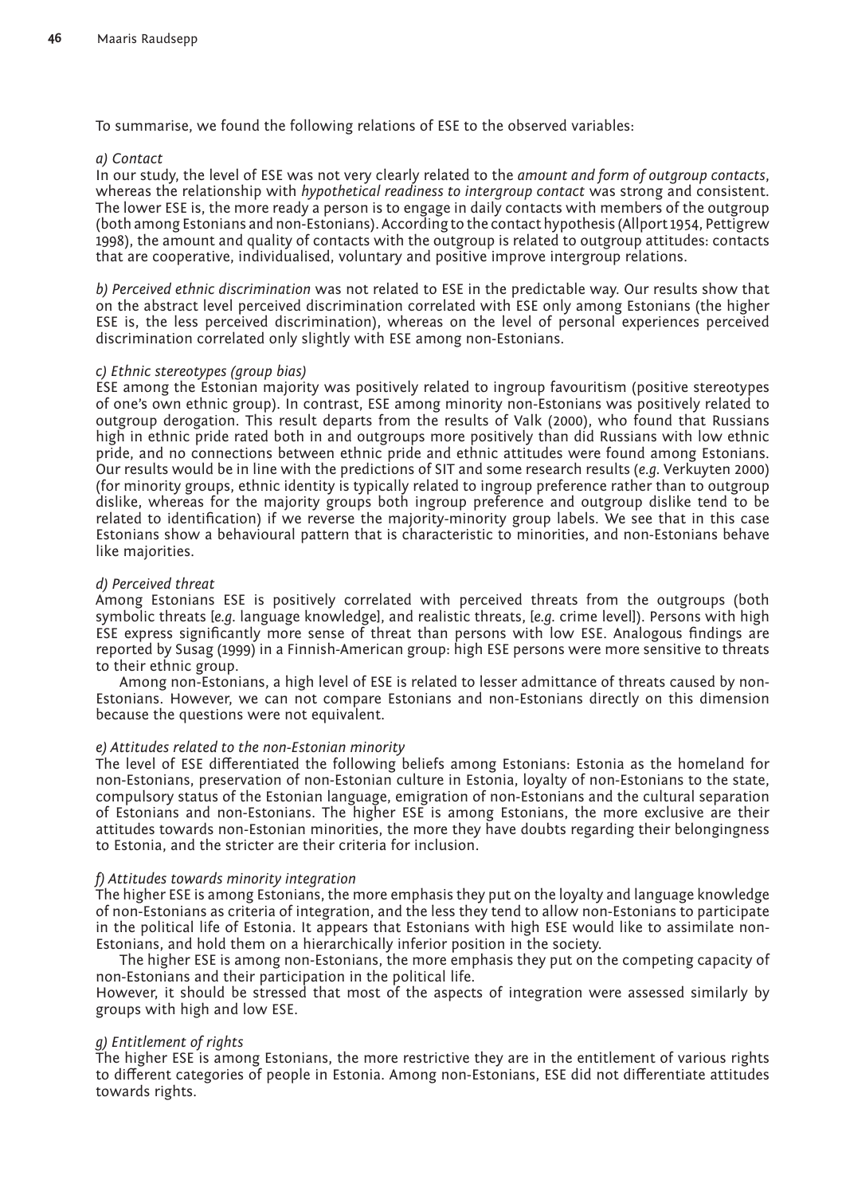To summarise, we found the following relations of ESE to the observed variables:

*a) Contact*

In our study, the level of ESE was not very clearly related to the *amount and form of outgroup contacts*, whereas the relationship with *hypothetical readiness to intergroup contact* was strong and consistent. The lower ESE is, the more ready a person is to engage in daily contacts with members of the outgroup (both among Estonians and non-Estonians). According to the contact hypothesis (Allport 1954, Pettigrew 1998), the amount and quality of contacts with the outgroup is related to outgroup attitudes: contacts that are cooperative, individualised, voluntary and positive improve intergroup relations.

*b) Perceived ethnic discrimination* was not related to ESE in the predictable way. Our results show that on the abstract level perceived discrimination correlated with ESE only among Estonians (the higher ESE is, the less perceived discrimination), whereas on the level of personal experiences perceived discrimination correlated only slightly with ESE among non-Estonians.

*c) Ethnic stereotypes (group bias)*

ESE among the Estonian majority was positively related to ingroup favouritism (positive stereotypes of one's own ethnic group). In contrast, ESE among minority non-Estonians was positively related to outgroup derogation. This result departs from the results of Valk (2000), who found that Russians high in ethnic pride rated both in and outgroups more positively than did Russians with low ethnic pride, and no connections between ethnic pride and ethnic attitudes were found among Estonians. Our results would be in line with the predictions of SIT and some research results (*e.g.* Verkuyten 2000) (for minority groups, ethnic identity is typically related to ingroup preference rather than to outgroup dislike, whereas for the majority groups both ingroup preference and outgroup dislike tend to be related to identification) if we reverse the majority-minority group labels. We see that in this case Estonians show a behavioural pattern that is characteristic to minorities, and non-Estonians behave like majorities.

*d) Perceived threat*

Among Estonians ESE is positively correlated with perceived threats from the outgroups (both symbolic threats [*e.g.* language knowledge], and realistic threats, [*e.g.* crime level]). Persons with high ESE express significantly more sense of threat than persons with low ESE. Analogous findings are reported by Susag (1999) in a Finnish-American group: high ESE persons were more sensitive to threats to their ethnic group.

Among non-Estonians, a high level of ESE is related to lesser admittance of threats caused by non-Estonians. However, we can not compare Estonians and non-Estonians directly on this dimension because the questions were not equivalent.

*e) Attitudes related to the non-Estonian minority*

The level of ESE differentiated the following beliefs among Estonians: Estonia as the homeland for non-Estonians, preservation of non-Estonian culture in Estonia, loyalty of non-Estonians to the state, compulsory status of the Estonian language, emigration of non-Estonians and the cultural separation of Estonians and non-Estonians. The higher ESE is among Estonians, the more exclusive are their attitudes towards non-Estonian minorities, the more they have doubts regarding their belongingness to Estonia, and the stricter are their criteria for inclusion.

*f) Attitudes towards minority integration*

The higher ESE is among Estonians, the more emphasis they put on the loyalty and language knowledge of non-Estonians as criteria of integration, and the less they tend to allow non-Estonians to participate in the political life of Estonia. It appears that Estonians with high ESE would like to assimilate non-Estonians, and hold them on a hierarchically inferior position in the society.

The higher ESE is among non-Estonians, the more emphasis they put on the competing capacity of non-Estonians and their participation in the political life.

However, it should be stressed that most of the aspects of integration were assessed similarly by groups with high and low ESE.

*g) Entitlement of rights*

The higher ESE is among Estonians, the more restrictive they are in the entitlement of various rights to different categories of people in Estonia. Among non-Estonians, ESE did not differentiate attitudes towards rights.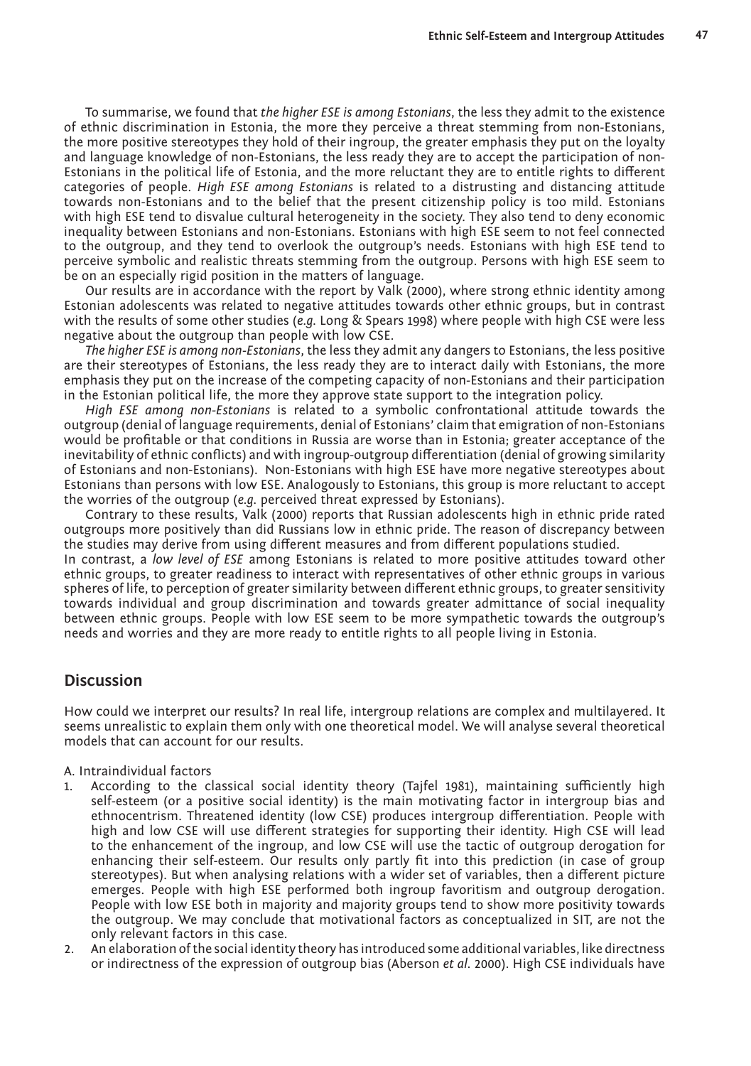To summarise, we found that *the higher ESE is among Estonians*, the less they admit to the existence of ethnic discrimination in Estonia, the more they perceive a threat stemming from non-Estonians, the more positive stereotypes they hold of their ingroup, the greater emphasis they put on the loyalty and language knowledge of non-Estonians, the less ready they are to accept the participation of non-Estonians in the political life of Estonia, and the more reluctant they are to entitle rights to different categories of people. *High ESE among Estonians* is related to a distrusting and distancing attitude towards non-Estonians and to the belief that the present citizenship policy is too mild. Estonians with high ESE tend to disvalue cultural heterogeneity in the society. They also tend to deny economic inequality between Estonians and non-Estonians. Estonians with high ESE seem to not feel connected to the outgroup, and they tend to overlook the outgroup's needs. Estonians with high ESE tend to perceive symbolic and realistic threats stemming from the outgroup. Persons with high ESE seem to be on an especially rigid position in the matters of language.

Our results are in accordance with the report by Valk (2000), where strong ethnic identity among Estonian adolescents was related to negative attitudes towards other ethnic groups, but in contrast with the results of some other studies (*e.g.* Long & Spears 1998) where people with high CSE were less negative about the outgroup than people with low CSE.

*The higher ESE is among non-Estonians*, the less they admit any dangers to Estonians, the less positive are their stereotypes of Estonians, the less ready they are to interact daily with Estonians, the more emphasis they put on the increase of the competing capacity of non-Estonians and their participation in the Estonian political life, the more they approve state support to the integration policy.

*High ESE among non-Estonians* is related to a symbolic confrontational attitude towards the outgroup (denial of language requirements, denial of Estonians' claim that emigration of non-Estonians would be profitable or that conditions in Russia are worse than in Estonia; greater acceptance of the inevitability of ethnic conflicts) and with ingroup-outgroup differentiation (denial of growing similarity of Estonians and non-Estonians). Non-Estonians with high ESE have more negative stereotypes about Estonians than persons with low ESE. Analogously to Estonians, this group is more reluctant to accept the worries of the outgroup (*e.g.* perceived threat expressed by Estonians).

Contrary to these results, Valk (2000) reports that Russian adolescents high in ethnic pride rated outgroups more positively than did Russians low in ethnic pride. The reason of discrepancy between the studies may derive from using different measures and from different populations studied.

In contrast, a *low level of ESE* among Estonians is related to more positive attitudes toward other ethnic groups, to greater readiness to interact with representatives of other ethnic groups in various spheres of life, to perception of greater similarity between different ethnic groups, to greater sensitivity towards individual and group discrimination and towards greater admittance of social inequality between ethnic groups. People with low ESE seem to be more sympathetic towards the outgroup's needs and worries and they are more ready to entitle rights to all people living in Estonia.

## Discussion

How could we interpret our results? In real life, intergroup relations are complex and multilayered. It seems unrealistic to explain them only with one theoretical model. We will analyse several theoretical models that can account for our results.

A. Intraindividual factors

1. According to the classical social identity theory (Tajfel 1981), maintaining sufficiently high self-esteem (or a positive social identity) is the main motivating factor in intergroup bias and ethnocentrism. Threatened identity (low CSE) produces intergroup differentiation. People with high and low CSE will use different strategies for supporting their identity. High CSE will lead to the enhancement of the ingroup, and low CSE will use the tactic of outgroup derogation for enhancing their self-esteem. Our results only partly fit into this prediction (in case of group stereotypes). But when analysing relations with a wider set of variables, then a different picture emerges. People with high ESE performed both ingroup favoritism and outgroup derogation. People with low ESE both in majority and majority groups tend to show more positivity towards the outgroup. We may conclude that motivational factors as conceptualized in SIT, are not the only relevant factors in this case.
2. An elaboration of the social identity theory has introduced some additional variables, like directness or indirectness of the expression of outgroup bias (Aberson *et al.* 2000). High CSE individuals have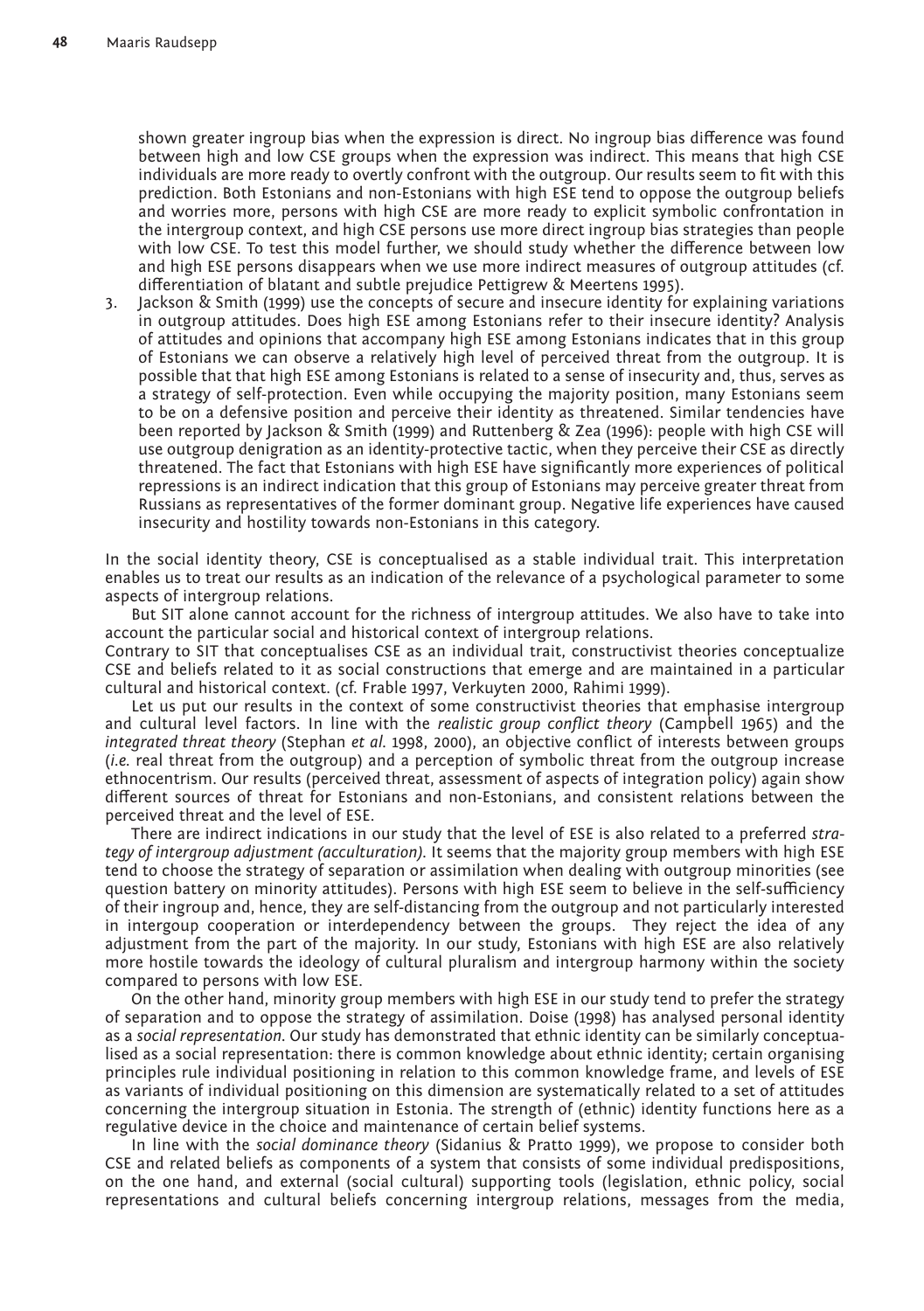shown greater ingroup bias when the expression is direct. No ingroup bias difference was found between high and low CSE groups when the expression was indirect. This means that high CSE individuals are more ready to overtly confront with the outgroup. Our results seem to fit with this prediction. Both Estonians and non-Estonians with high ESE tend to oppose the outgroup beliefs and worries more, persons with high CSE are more ready to explicit symbolic confrontation in the intergroup context, and high CSE persons use more direct ingroup bias strategies than people with low CSE. To test this model further, we should study whether the difference between low and high ESE persons disappears when we use more indirect measures of outgroup attitudes (cf. differentiation of blatant and subtle prejudice Pettigrew & Meertens 1995).

3. Jackson & Smith (1999) use the concepts of secure and insecure identity for explaining variations in outgroup attitudes. Does high ESE among Estonians refer to their insecure identity? Analysis of attitudes and opinions that accompany high ESE among Estonians indicates that in this group of Estonians we can observe a relatively high level of perceived threat from the outgroup. It is possible that that high ESE among Estonians is related to a sense of insecurity and, thus, serves as a strategy of self-protection. Even while occupying the majority position, many Estonians seem to be on a defensive position and perceive their identity as threatened. Similar tendencies have been reported by Jackson & Smith (1999) and Ruttenberg & Zea (1996): people with high CSE will use outgroup denigration as an identity-protective tactic, when they perceive their CSE as directly threatened. The fact that Estonians with high ESE have significantly more experiences of political repressions is an indirect indication that this group of Estonians may perceive greater threat from Russians as representatives of the former dominant group. Negative life experiences have caused insecurity and hostility towards non-Estonians in this category.

In the social identity theory, CSE is conceptualised as a stable individual trait. This interpretation enables us to treat our results as an indication of the relevance of a psychological parameter to some aspects of intergroup relations.

But SIT alone cannot account for the richness of intergroup attitudes. We also have to take into account the particular social and historical context of intergroup relations.

Contrary to SIT that conceptualises CSE as an individual trait, constructivist theories conceptualize CSE and beliefs related to it as social constructions that emerge and are maintained in a particular cultural and historical context. (cf. Frable 1997, Verkuyten 2000, Rahimi 1999).

Let us put our results in the context of some constructivist theories that emphasise intergroup and cultural level factors. In line with the *realistic group conflict theory* (Campbell 1965) and the *integrated threat theory* (Stephan *et al.* 1998, 2000), an objective conflict of interests between groups (*i.e.* real threat from the outgroup) and a perception of symbolic threat from the outgroup increase ethnocentrism. Our results (perceived threat, assessment of aspects of integration policy) again show different sources of threat for Estonians and non-Estonians, and consistent relations between the perceived threat and the level of ESE.

There are indirect indications in our study that the level of ESE is also related to a preferred *strategy of intergroup adjustment (acculturation)*. It seems that the majority group members with high ESE tend to choose the strategy of separation or assimilation when dealing with outgroup minorities (see question battery on minority attitudes). Persons with high ESE seem to believe in the self-sufficiency of their ingroup and, hence, they are self-distancing from the outgroup and not particularly interested in intergoup cooperation or interdependency between the groups. They reject the idea of any adjustment from the part of the majority. In our study, Estonians with high ESE are also relatively more hostile towards the ideology of cultural pluralism and intergroup harmony within the society compared to persons with low ESE.

On the other hand, minority group members with high ESE in our study tend to prefer the strategy of separation and to oppose the strategy of assimilation. Doise (1998) has analysed personal identity as a *social representation*. Our study has demonstrated that ethnic identity can be similarly conceptualised as a social representation: there is common knowledge about ethnic identity; certain organising principles rule individual positioning in relation to this common knowledge frame, and levels of ESE as variants of individual positioning on this dimension are systematically related to a set of attitudes concerning the intergroup situation in Estonia. The strength of (ethnic) identity functions here as a regulative device in the choice and maintenance of certain belief systems.

In line with the *social dominance theory* (Sidanius & Pratto 1999), we propose to consider both CSE and related beliefs as components of a system that consists of some individual predispositions, on the one hand, and external (social cultural) supporting tools (legislation, ethnic policy, social representations and cultural beliefs concerning intergroup relations, messages from the media,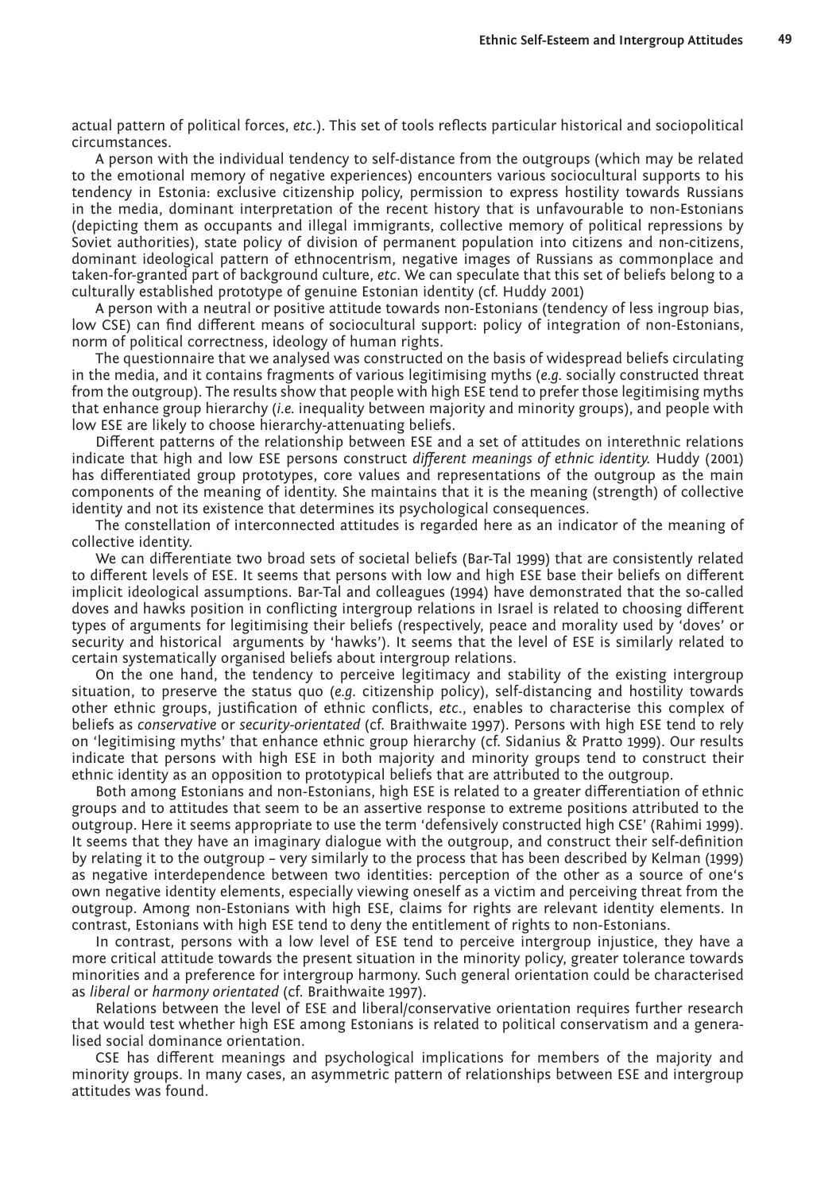actual pattern of political forces, *etc*.). This set of tools reflects particular historical and sociopolitical circumstances.

A person with the individual tendency to self-distance from the outgroups (which may be related to the emotional memory of negative experiences) encounters various sociocultural supports to his tendency in Estonia: exclusive citizenship policy, permission to express hostility towards Russians in the media, dominant interpretation of the recent history that is unfavourable to non-Estonians (depicting them as occupants and illegal immigrants, collective memory of political repressions by Soviet authorities), state policy of division of permanent population into citizens and non-citizens, dominant ideological pattern of ethnocentrism, negative images of Russians as commonplace and taken-for-granted part of background culture, *etc*. We can speculate that this set of beliefs belong to a culturally established prototype of genuine Estonian identity (cf. Huddy 2001)

A person with a neutral or positive attitude towards non-Estonians (tendency of less ingroup bias, low CSE) can find different means of sociocultural support: policy of integration of non-Estonians, norm of political correctness, ideology of human rights.

The questionnaire that we analysed was constructed on the basis of widespread beliefs circulating in the media, and it contains fragments of various legitimising myths (*e.g.* socially constructed threat from the outgroup). The results show that people with high ESE tend to prefer those legitimising myths that enhance group hierarchy (*i.e.* inequality between majority and minority groups), and people with low ESE are likely to choose hierarchy-attenuating beliefs.

Different patterns of the relationship between ESE and a set of attitudes on interethnic relations indicate that high and low ESE persons construct *different meanings of ethnic identity.* Huddy (2001) has differentiated group prototypes, core values and representations of the outgroup as the main components of the meaning of identity. She maintains that it is the meaning (strength) of collective identity and not its existence that determines its psychological consequences.

The constellation of interconnected attitudes is regarded here as an indicator of the meaning of collective identity.

We can differentiate two broad sets of societal beliefs (Bar-Tal 1999) that are consistently related to different levels of ESE. It seems that persons with low and high ESE base their beliefs on different implicit ideological assumptions. Bar-Tal and colleagues (1994) have demonstrated that the so-called doves and hawks position in conflicting intergroup relations in Israel is related to choosing different types of arguments for legitimising their beliefs (respectively, peace and morality used by 'doves' or security and historical arguments by 'hawks'). It seems that the level of ESE is similarly related to certain systematically organised beliefs about intergroup relations.

On the one hand, the tendency to perceive legitimacy and stability of the existing intergroup situation, to preserve the status quo (*e.g.* citizenship policy), self-distancing and hostility towards other ethnic groups, justification of ethnic conflicts, *etc*., enables to characterise this complex of beliefs as *conservative* or *security-orientated* (cf. Braithwaite 1997). Persons with high ESE tend to rely on 'legitimising myths' that enhance ethnic group hierarchy (cf. Sidanius & Pratto 1999). Our results indicate that persons with high ESE in both majority and minority groups tend to construct their ethnic identity as an opposition to prototypical beliefs that are attributed to the outgroup.

Both among Estonians and non-Estonians, high ESE is related to a greater differentiation of ethnic groups and to attitudes that seem to be an assertive response to extreme positions attributed to the outgroup. Here it seems appropriate to use the term 'defensively constructed high CSE' (Rahimi 1999). It seems that they have an imaginary dialogue with the outgroup, and construct their self-definition by relating it to the outgroup – very similarly to the process that has been described by Kelman (1999) as negative interdependence between two identities: perception of the other as a source of one's own negative identity elements, especially viewing oneself as a victim and perceiving threat from the outgroup. Among non-Estonians with high ESE, claims for rights are relevant identity elements. In contrast, Estonians with high ESE tend to deny the entitlement of rights to non-Estonians.

In contrast, persons with a low level of ESE tend to perceive intergroup injustice, they have a more critical attitude towards the present situation in the minority policy, greater tolerance towards minorities and a preference for intergroup harmony. Such general orientation could be characterised as *liberal* or *harmony orientated* (cf. Braithwaite 1997).

Relations between the level of ESE and liberal/conservative orientation requires further research that would test whether high ESE among Estonians is related to political conservatism and a generalised social dominance orientation.

CSE has different meanings and psychological implications for members of the majority and minority groups. In many cases, an asymmetric pattern of relationships between ESE and intergroup attitudes was found.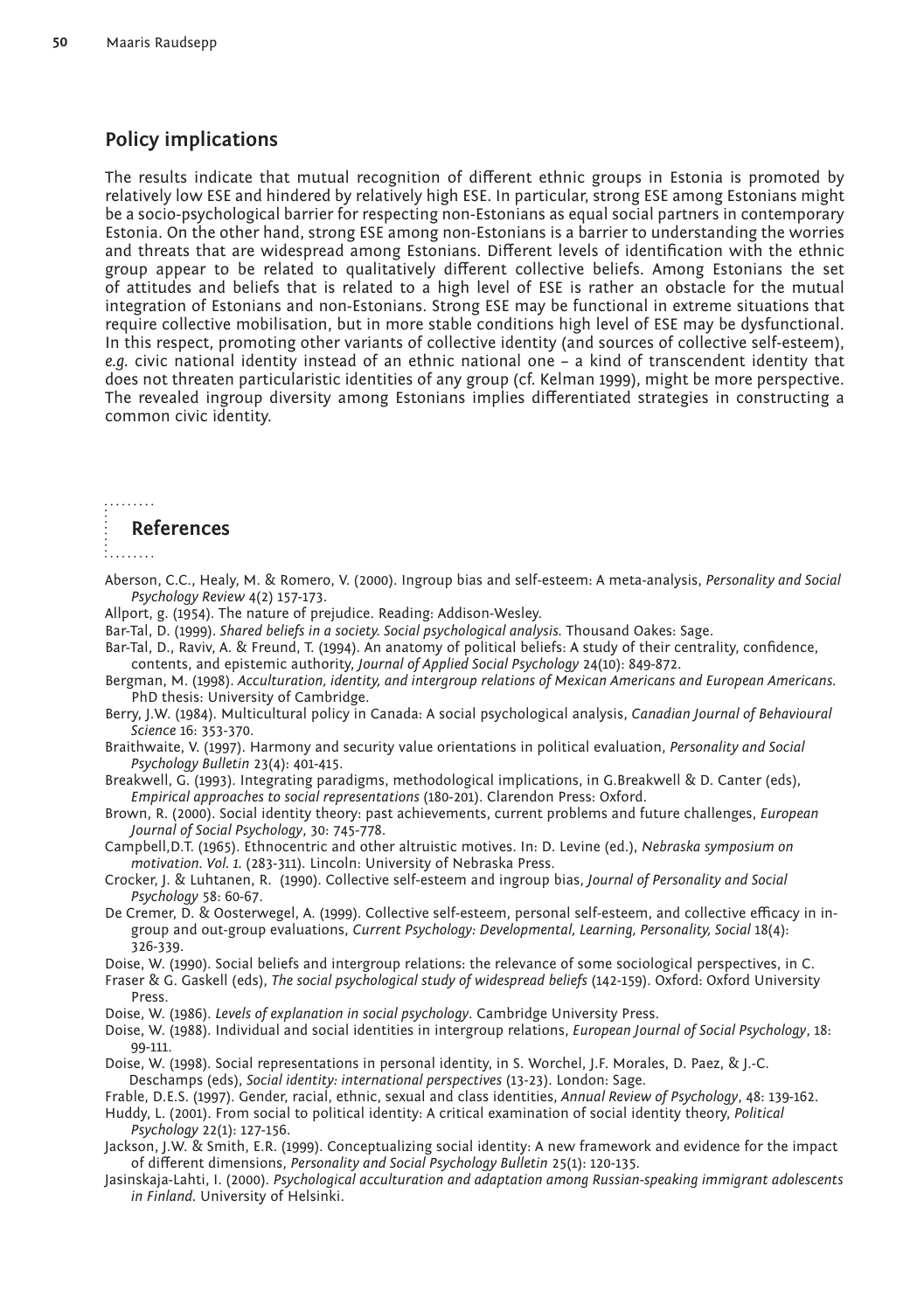## Policy implications

The results indicate that mutual recognition of different ethnic groups in Estonia is promoted by relatively low ESE and hindered by relatively high ESE. In particular, strong ESE among Estonians might be a socio-psychological barrier for respecting non-Estonians as equal social partners in contemporary Estonia. On the other hand, strong ESE among non-Estonians is a barrier to understanding the worries and threats that are widespread among Estonians. Different levels of identification with the ethnic group appear to be related to qualitatively different collective beliefs. Among Estonians the set of attitudes and beliefs that is related to a high level of ESE is rather an obstacle for the mutual integration of Estonians and non-Estonians. Strong ESE may be functional in extreme situations that require collective mobilisation, but in more stable conditions high level of ESE may be dysfunctional. In this respect, promoting other variants of collective identity (and sources of collective self-esteem), *e.g.* civic national identity instead of an ethnic national one – a kind of transcendent identity that does not threaten particularistic identities of any group (cf. Kelman 1999), might be more perspective. The revealed ingroup diversity among Estonians implies differentiated strategies in constructing a common civic identity.

## References

Aberson, C.C., Healy, M. & Romero, V. (2000). Ingroup bias and self-esteem: A meta-analysis, *Personality and Social Psychology Review* 4(2) 157-173.

Allport, g. (1954). The nature of prejudice. Reading: Addison-Wesley.

Bar-Tal, D. (1999). *Shared beliefs in a society. Social psychological analysis.* Thousand Oakes: Sage.

Bar-Tal, D., Raviv, A. & Freund, T. (1994). An anatomy of political beliefs: A study of their centrality, confidence, contents, and epistemic authority, *Journal of Applied Social Psychology* 24(10): 849-872.

Bergman, M. (1998). *Acculturation, identity, and intergroup relations of Mexican Americans and European Americans.* PhD thesis: University of Cambridge.

Berry, J.W. (1984). Multicultural policy in Canada: A social psychological analysis, *Canadian Journal of Behavioural Science* 16: 353-370.

Braithwaite, V. (1997). Harmony and security value orientations in political evaluation, *Personality and Social Psychology Bulletin* 23(4): 401-415.

Breakwell, G. (1993). Integrating paradigms, methodological implications, in G.Breakwell & D. Canter (eds), *Empirical approaches to social representations* (180-201). Clarendon Press: Oxford.

Brown, R. (2000). Social identity theory: past achievements, current problems and future challenges, *European Journal of Social Psychology*, 30: 745-778.

Campbell,D.T. (1965). Ethnocentric and other altruistic motives. In: D. Levine (ed.), *Nebraska symposium on motivation. Vol. 1.* (283-311). Lincoln: University of Nebraska Press.

Crocker, J. & Luhtanen, R. (1990). Collective self-esteem and ingroup bias, *Journal of Personality and Social Psychology* 58: 60-67.

De Cremer, D. & Oosterwegel, A. (1999). Collective self-esteem, personal self-esteem, and collective efficacy in in-group and out-group evaluations, *Current Psychology: Developmental, Learning, Personality, Social* 18(4): 326-339.

Doise, W. (1990). Social beliefs and intergroup relations: the relevance of some sociological perspectives, in C. Fraser & G. Gaskell (eds), *The social psychological study of widespread beliefs* (142-159). Oxford: Oxford University Press.

Doise, W. (1986). *Levels of explanation in social psychology*. Cambridge University Press.

Doise, W. (1988). Individual and social identities in intergroup relations, *European Journal of Social Psychology*, 18: 99-111.

Doise, W. (1998). Social representations in personal identity, in S. Worchel, J.F. Morales, D. Paez, & J.-C. Deschamps (eds), *Social identity: international perspectives* (13-23). London: Sage.

Frable, D.E.S. (1997). Gender, racial, ethnic, sexual and class identities, *Annual Review of Psychology*, 48: 139-162.

Huddy, L. (2001). From social to political identity: A critical examination of social identity theory, *Political Psychology* 22(1): 127-156.

Jackson, J.W. & Smith, E.R. (1999). Conceptualizing social identity: A new framework and evidence for the impact of different dimensions, *Personality and Social Psychology Bulletin* 25(1): 120-135.

Jasinskaja-Lahti, I. (2000). *Psychological acculturation and adaptation among Russian-speaking immigrant adolescents in Finland.* University of Helsinki.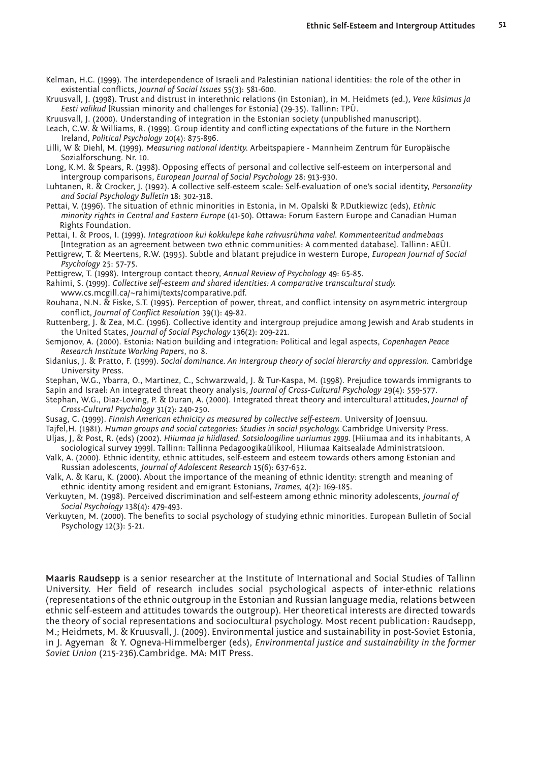Kelman, H.C. (1999). The interdependence of Israeli and Palestinian national identities: the role of the other in existential conflicts, *Journal of Social Issues* 55(3): 581-600.

Kruusvall, J. (1998). Trust and distrust in interethnic relations (in Estonian), in M. Heidmets (ed.), *Vene küsimus ja Eesti valikud* [Russian minority and challenges for Estonia] (29-35). Tallinn: TPÜ.

Kruusvall, J. (2000). Understanding of integration in the Estonian society (unpublished manuscript).

Leach, C.W. & Williams, R. (1999). Group identity and conflicting expectations of the future in the Northern Ireland, *Political Psychology* 20(4): 875-896.

Lilli, W & Diehl, M. (1999). *Measuring national identity.* Arbeitspapiere - Mannheim Zentrum für Europäische Sozialforschung. Nr. 10.

Long, K.M. & Spears, R. (1998). Opposing effects of personal and collective self-esteem on interpersonal and intergroup comparisons, *European Journal of Social Psychology* 28: 913-930.

Luhtanen, R. & Crocker, J. (1992). A collective self-esteem scale: Self-evaluation of one's social identity, *Personality and Social Psychology Bulletin* 18: 302-318.

Pettai, V. (1996). The situation of ethnic minorities in Estonia, in M. Opalski & P.Dutkiewizc (eds), *Ethnic minority rights in Central and Eastern Europe* (41-50). Ottawa: Forum Eastern Europe and Canadian Human Rights Foundation.

Pettai, I. & Proos, I. (1999). *Integratioon kui kokkulepe kahe rahvusrühma vahel. Kommenteeritud andmebaas* [Integration as an agreement between two ethnic communities: A commented database]. Tallinn: AEÜI.

Pettigrew, T. & Meertens, R.W. (1995). Subtle and blatant prejudice in western Europe, *European Journal of Social Psychology* 25: 57-75.

Pettigrew, T. (1998). Intergroup contact theory, *Annual Review of Psychology* 49: 65-85.

Rahimi, S. (1999). *Collective self-esteem and shared identities: A comparative transcultural study.* www.cs.mcgill.ca/~rahimi/texts/comparative.pdf.

Rouhana, N.N. & Fiske, S.T. (1995). Perception of power, threat, and conflict intensity on asymmetric intergroup conflict, *Journal of Conflict Resolution* 39(1): 49-82.

Ruttenberg, J. & Zea, M.C. (1996). Collective identity and intergroup prejudice among Jewish and Arab students in the United States, *Journal of Social Psychology* 136(2): 209-221.

Semjonov, A. (2000). Estonia: Nation building and integration: Political and legal aspects, *Copenhagen Peace Research Institute Working Papers*, no 8.

Sidanius, J. & Pratto, F. (1999). *Social dominance. An intergroup theory of social hierarchy and oppression.* Cambridge University Press.

Stephan, W.G., Ybarra, O., Martinez, C., Schwarzwald, J. & Tur-Kaspa, M. (1998). Prejudice towards immigrants to Sapin and Israel: An integrated threat theory analysis, *Journal of Cross-Cultural Psychology* 29(4): 559-577.

Stephan, W.G., Diaz-Loving, P. & Duran, A. (2000). Integrated threat theory and intercultural attitudes, *Journal of Cross-Cultural Psychology* 31(2): 240-250.

Susag, C. (1999). *Finnish American ethnicity as measured by collective self-esteem*. University of Joensuu.

Tajfel,H. (1981). *Human groups and social categories: Studies in social psychology.* Cambridge University Press.

Uljas, J, & Post, R. (eds) (2002). *Hiiumaa ja hiidlased. Sotsioloogiline uuriumus 1999.* [Hiiumaa and its inhabitants, A sociological survey 1999]. Tallinn: Tallinna Pedagoogikaülikool, Hiiumaa Kaitsealade Administratsioon.

Valk, A. (2000). Ethnic identity, ethnic attitudes, self-esteem and esteem towards others among Estonian and Russian adolescents, *Journal of Adolescent Research* 15(6): 637-652.

Valk, A. & Karu, K. (2000). About the importance of the meaning of ethnic identity: strength and meaning of ethnic identity among resident and emigrant Estonians, *Trames,* 4(2): 169-185.

Verkuyten, M. (1998). Perceived discrimination and self-esteem among ethnic minority adolescents, *Journal of Social Psychology* 138(4): 479-493.

Verkuyten, M. (2000). The benefits to social psychology of studying ethnic minorities. European Bulletin of Social Psychology 12(3): 5-21.

**Maaris Raudsepp** is a senior researcher at the Institute of International and Social Studies of Tallinn University. Her field of research includes social psychological aspects of inter-ethnic relations (representations of the ethnic outgroup in the Estonian and Russian language media, relations between ethnic self-esteem and attitudes towards the outgroup). Her theoretical interests are directed towards the theory of social representations and sociocultural psychology. Most recent publication: Raudsepp, M.; Heidmets, M. & Kruusvall, J. (2009). Environmental justice and sustainability in post-Soviet Estonia, in J. Agyeman & Y. Ogneva-Himmelberger (eds), *Environmental justice and sustainability in the former Soviet Union* (215-236).Cambridge. MA: MIT Press.